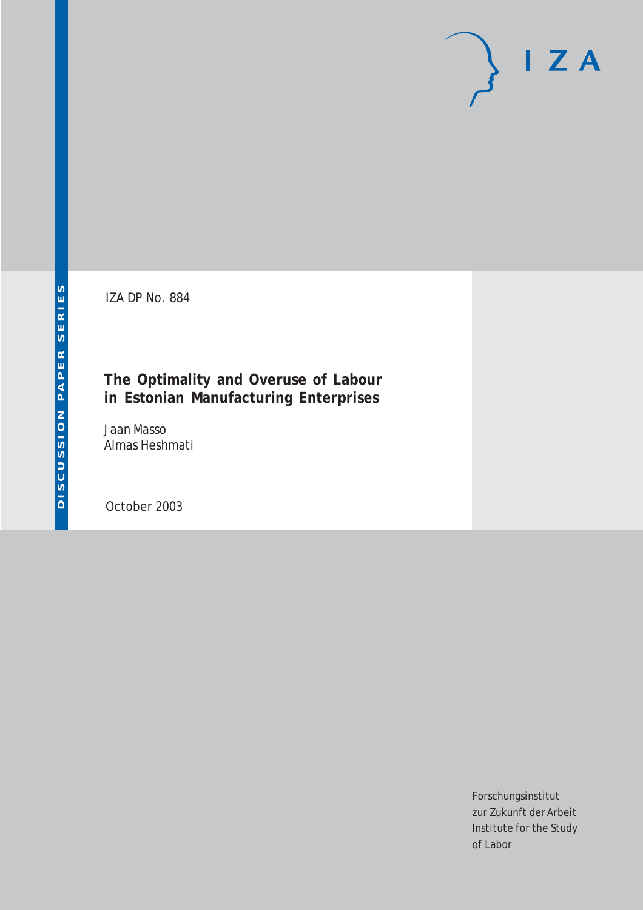DISCUSSION PAPER SERIES

IZA

IZA DP No. 884

# The Optimality and Overuse of Labour in Estonian Manufacturing Enterprises

Jaan Masso
Almas Heshmati

October 2003

Forschungsinstitut
zur Zukunft der Arbeit
Institute for the Study
of Labor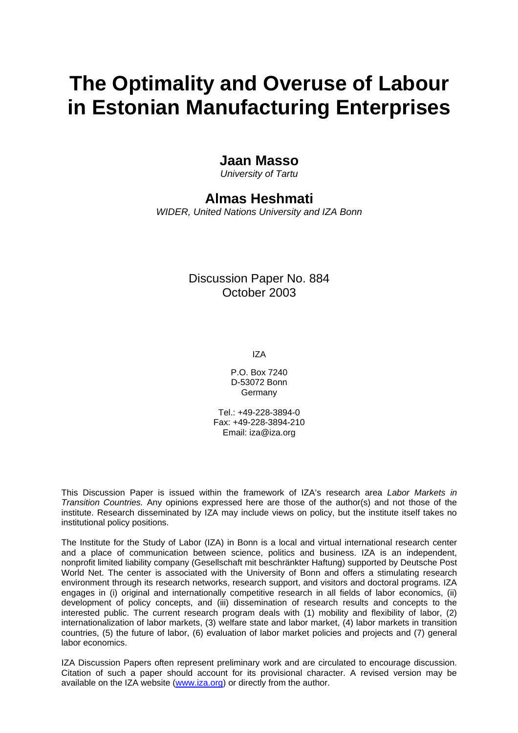# The Optimality and Overuse of Labour in Estonian Manufacturing Enterprises

**Jaan Masso**

*University of Tartu*

**Almas Heshmati**

*WIDER, United Nations University and IZA Bonn*

Discussion Paper No. 884
October 2003

IZA

P.O. Box 7240
D-53072 Bonn
Germany

Tel.: +49-228-3894-0
Fax: +49-228-3894-210
Email: iza@iza.org

This Discussion Paper is issued within the framework of IZA's research area *Labor Markets in Transition Countries.* Any opinions expressed here are those of the author(s) and not those of the institute. Research disseminated by IZA may include views on policy, but the institute itself takes no institutional policy positions.

The Institute for the Study of Labor (IZA) in Bonn is a local and virtual international research center and a place of communication between science, politics and business. IZA is an independent, nonprofit limited liability company (Gesellschaft mit beschränkter Haftung) supported by Deutsche Post World Net. The center is associated with the University of Bonn and offers a stimulating research environment through its research networks, research support, and visitors and doctoral programs. IZA engages in (i) original and internationally competitive research in all fields of labor economics, (ii) development of policy concepts, and (iii) dissemination of research results and concepts to the interested public. The current research program deals with (1) mobility and flexibility of labor, (2) internationalization of labor markets, (3) welfare state and labor market, (4) labor markets in transition countries, (5) the future of labor, (6) evaluation of labor market policies and projects and (7) general labor economics.

IZA Discussion Papers often represent preliminary work and are circulated to encourage discussion. Citation of such a paper should account for its provisional character. A revised version may be available on the IZA website (www.iza.org) or directly from the author.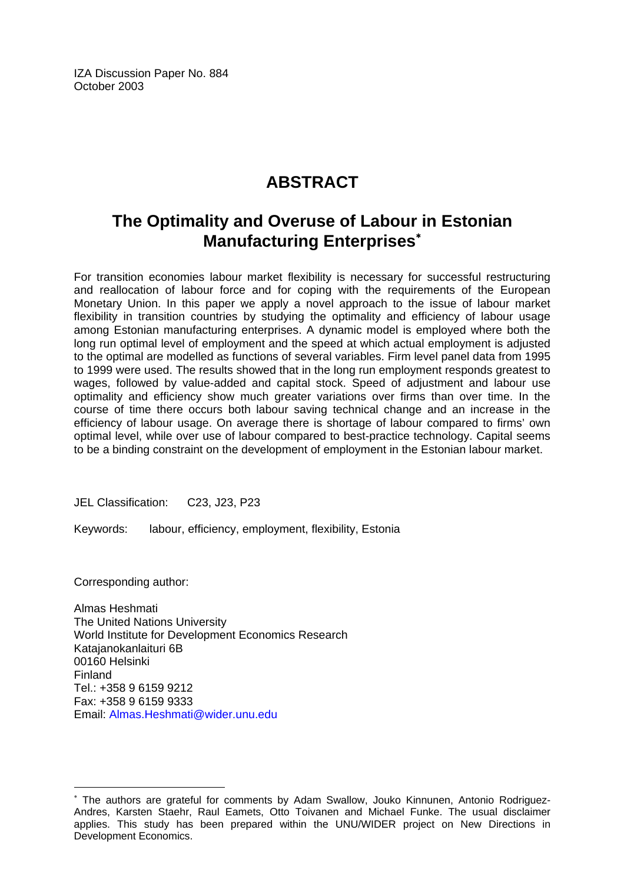IZA Discussion Paper No. 884
October 2003

# ABSTRACT

## The Optimality and Overuse of Labour in Estonian Manufacturing Enterprises*

For transition economies labour market flexibility is necessary for successful restructuring and reallocation of labour force and for coping with the requirements of the European Monetary Union. In this paper we apply a novel approach to the issue of labour market flexibility in transition countries by studying the optimality and efficiency of labour usage among Estonian manufacturing enterprises. A dynamic model is employed where both the long run optimal level of employment and the speed at which actual employment is adjusted to the optimal are modelled as functions of several variables. Firm level panel data from 1995 to 1999 were used. The results showed that in the long run employment responds greatest to wages, followed by value-added and capital stock. Speed of adjustment and labour use optimality and efficiency show much greater variations over firms than over time. In the course of time there occurs both labour saving technical change and an increase in the efficiency of labour usage. On average there is shortage of labour compared to firms' own optimal level, while over use of labour compared to best-practice technology. Capital seems to be a binding constraint on the development of employment in the Estonian labour market.

JEL Classification: C23, J23, P23

Keywords: labour, efficiency, employment, flexibility, Estonia

Corresponding author:

Almas Heshmati
The United Nations University
World Institute for Development Economics Research
Katajanokanlaituri 6B
00160 Helsinki
Finland
Tel.: +358 9 6159 9212
Fax: +358 9 6159 9333
Email: Almas.Heshmati@wider.unu.edu

---

* The authors are grateful for comments by Adam Swallow, Jouko Kinnunen, Antonio Rodriguez-Andres, Karsten Staehr, Raul Eamets, Otto Toivanen and Michael Funke. The usual disclaimer applies. This study has been prepared within the UNU/WIDER project on New Directions in Development Economics.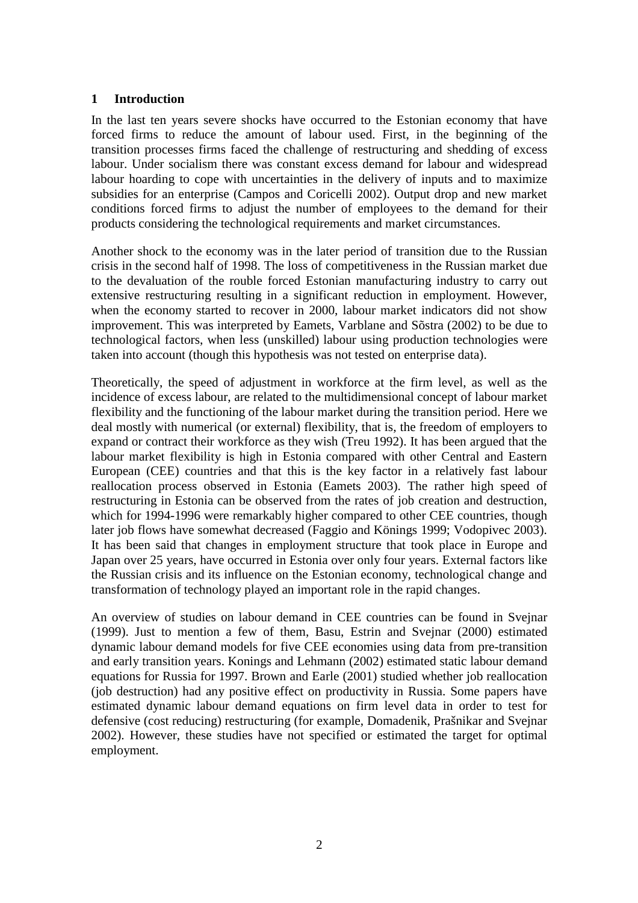## 1 Introduction

In the last ten years severe shocks have occurred to the Estonian economy that have forced firms to reduce the amount of labour used. First, in the beginning of the transition processes firms faced the challenge of restructuring and shedding of excess labour. Under socialism there was constant excess demand for labour and widespread labour hoarding to cope with uncertainties in the delivery of inputs and to maximize subsidies for an enterprise (Campos and Coricelli 2002). Output drop and new market conditions forced firms to adjust the number of employees to the demand for their products considering the technological requirements and market circumstances.

Another shock to the economy was in the later period of transition due to the Russian crisis in the second half of 1998. The loss of competitiveness in the Russian market due to the devaluation of the rouble forced Estonian manufacturing industry to carry out extensive restructuring resulting in a significant reduction in employment. However, when the economy started to recover in 2000, labour market indicators did not show improvement. This was interpreted by Eamets, Varblane and Sõstra (2002) to be due to technological factors, when less (unskilled) labour using production technologies were taken into account (though this hypothesis was not tested on enterprise data).

Theoretically, the speed of adjustment in workforce at the firm level, as well as the incidence of excess labour, are related to the multidimensional concept of labour market flexibility and the functioning of the labour market during the transition period. Here we deal mostly with numerical (or external) flexibility, that is, the freedom of employers to expand or contract their workforce as they wish (Treu 1992). It has been argued that the labour market flexibility is high in Estonia compared with other Central and Eastern European (CEE) countries and that this is the key factor in a relatively fast labour reallocation process observed in Estonia (Eamets 2003). The rather high speed of restructuring in Estonia can be observed from the rates of job creation and destruction, which for 1994-1996 were remarkably higher compared to other CEE countries, though later job flows have somewhat decreased (Faggio and Könings 1999; Vodopivec 2003). It has been said that changes in employment structure that took place in Europe and Japan over 25 years, have occurred in Estonia over only four years. External factors like the Russian crisis and its influence on the Estonian economy, technological change and transformation of technology played an important role in the rapid changes.

An overview of studies on labour demand in CEE countries can be found in Svejnar (1999). Just to mention a few of them, Basu, Estrin and Svejnar (2000) estimated dynamic labour demand models for five CEE economies using data from pre-transition and early transition years. Konings and Lehmann (2002) estimated static labour demand equations for Russia for 1997. Brown and Earle (2001) studied whether job reallocation (job destruction) had any positive effect on productivity in Russia. Some papers have estimated dynamic labour demand equations on firm level data in order to test for defensive (cost reducing) restructuring (for example, Domadenik, Prašnikar and Svejnar 2002). However, these studies have not specified or estimated the target for optimal employment.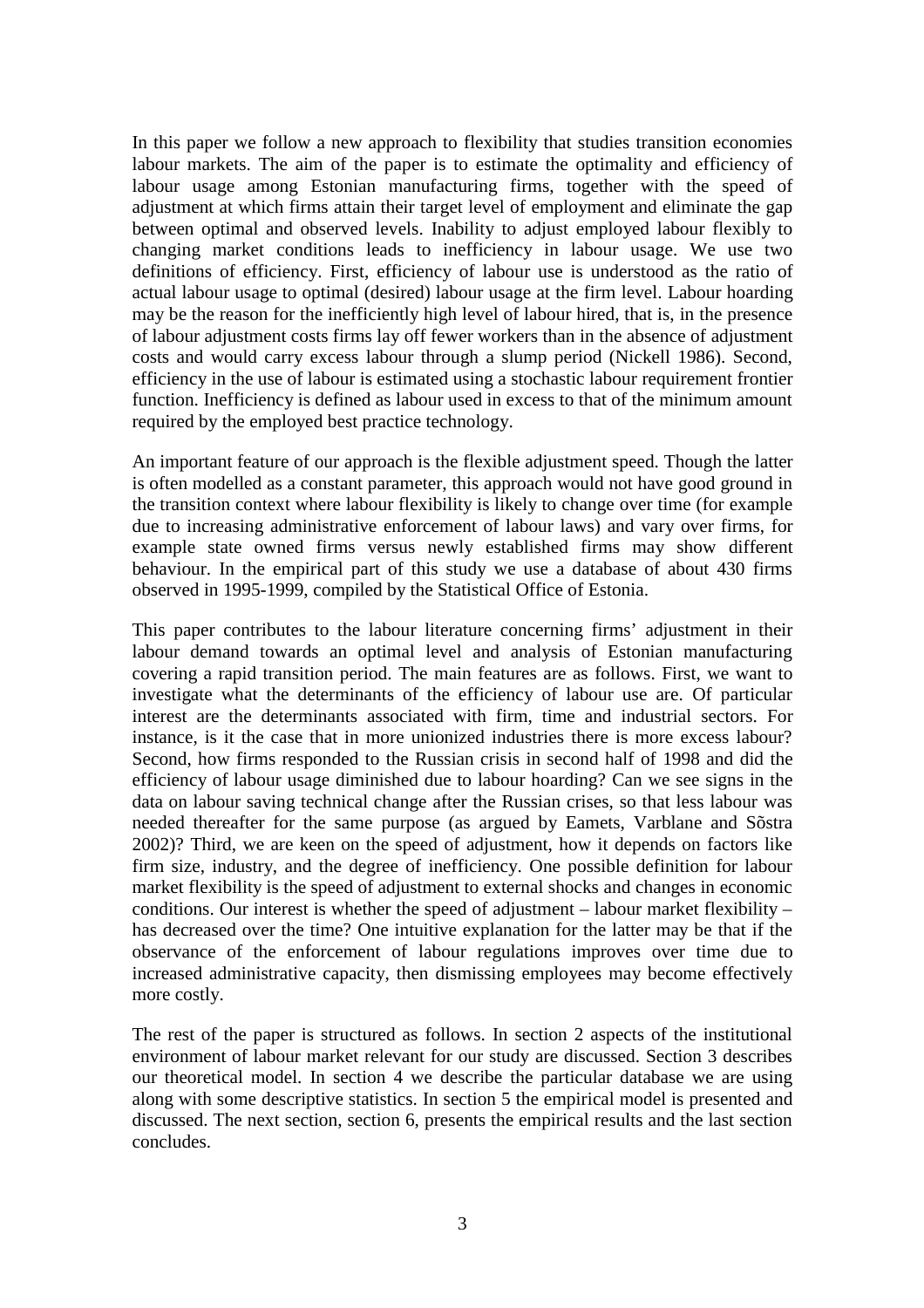In this paper we follow a new approach to flexibility that studies transition economies labour markets. The aim of the paper is to estimate the optimality and efficiency of labour usage among Estonian manufacturing firms, together with the speed of adjustment at which firms attain their target level of employment and eliminate the gap between optimal and observed levels. Inability to adjust employed labour flexibly to changing market conditions leads to inefficiency in labour usage. We use two definitions of efficiency. First, efficiency of labour use is understood as the ratio of actual labour usage to optimal (desired) labour usage at the firm level. Labour hoarding may be the reason for the inefficiently high level of labour hired, that is, in the presence of labour adjustment costs firms lay off fewer workers than in the absence of adjustment costs and would carry excess labour through a slump period (Nickell 1986). Second, efficiency in the use of labour is estimated using a stochastic labour requirement frontier function. Inefficiency is defined as labour used in excess to that of the minimum amount required by the employed best practice technology.

An important feature of our approach is the flexible adjustment speed. Though the latter is often modelled as a constant parameter, this approach would not have good ground in the transition context where labour flexibility is likely to change over time (for example due to increasing administrative enforcement of labour laws) and vary over firms, for example state owned firms versus newly established firms may show different behaviour. In the empirical part of this study we use a database of about 430 firms observed in 1995-1999, compiled by the Statistical Office of Estonia.

This paper contributes to the labour literature concerning firms' adjustment in their labour demand towards an optimal level and analysis of Estonian manufacturing covering a rapid transition period. The main features are as follows. First, we want to investigate what the determinants of the efficiency of labour use are. Of particular interest are the determinants associated with firm, time and industrial sectors. For instance, is it the case that in more unionized industries there is more excess labour? Second, how firms responded to the Russian crisis in second half of 1998 and did the efficiency of labour usage diminished due to labour hoarding? Can we see signs in the data on labour saving technical change after the Russian crises, so that less labour was needed thereafter for the same purpose (as argued by Eamets, Varblane and Sõstra 2002)? Third, we are keen on the speed of adjustment, how it depends on factors like firm size, industry, and the degree of inefficiency. One possible definition for labour market flexibility is the speed of adjustment to external shocks and changes in economic conditions. Our interest is whether the speed of adjustment – labour market flexibility – has decreased over the time? One intuitive explanation for the latter may be that if the observance of the enforcement of labour regulations improves over time due to increased administrative capacity, then dismissing employees may become effectively more costly.

The rest of the paper is structured as follows. In section 2 aspects of the institutional environment of labour market relevant for our study are discussed. Section 3 describes our theoretical model. In section 4 we describe the particular database we are using along with some descriptive statistics. In section 5 the empirical model is presented and discussed. The next section, section 6, presents the empirical results and the last section concludes.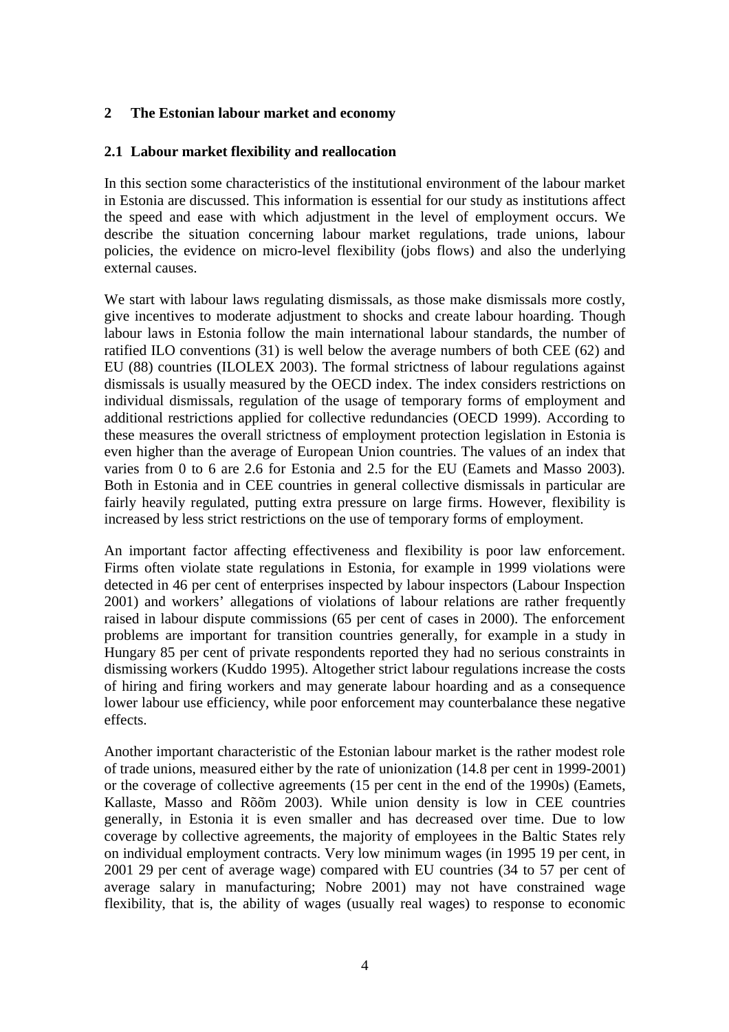## 2 The Estonian labour market and economy

### 2.1 Labour market flexibility and reallocation

In this section some characteristics of the institutional environment of the labour market in Estonia are discussed. This information is essential for our study as institutions affect the speed and ease with which adjustment in the level of employment occurs. We describe the situation concerning labour market regulations, trade unions, labour policies, the evidence on micro-level flexibility (jobs flows) and also the underlying external causes.

We start with labour laws regulating dismissals, as those make dismissals more costly, give incentives to moderate adjustment to shocks and create labour hoarding. Though labour laws in Estonia follow the main international labour standards, the number of ratified ILO conventions (31) is well below the average numbers of both CEE (62) and EU (88) countries (ILOLEX 2003). The formal strictness of labour regulations against dismissals is usually measured by the OECD index. The index considers restrictions on individual dismissals, regulation of the usage of temporary forms of employment and additional restrictions applied for collective redundancies (OECD 1999). According to these measures the overall strictness of employment protection legislation in Estonia is even higher than the average of European Union countries. The values of an index that varies from 0 to 6 are 2.6 for Estonia and 2.5 for the EU (Eamets and Masso 2003). Both in Estonia and in CEE countries in general collective dismissals in particular are fairly heavily regulated, putting extra pressure on large firms. However, flexibility is increased by less strict restrictions on the use of temporary forms of employment.

An important factor affecting effectiveness and flexibility is poor law enforcement. Firms often violate state regulations in Estonia, for example in 1999 violations were detected in 46 per cent of enterprises inspected by labour inspectors (Labour Inspection 2001) and workers' allegations of violations of labour relations are rather frequently raised in labour dispute commissions (65 per cent of cases in 2000). The enforcement problems are important for transition countries generally, for example in a study in Hungary 85 per cent of private respondents reported they had no serious constraints in dismissing workers (Kuddo 1995). Altogether strict labour regulations increase the costs of hiring and firing workers and may generate labour hoarding and as a consequence lower labour use efficiency, while poor enforcement may counterbalance these negative effects.

Another important characteristic of the Estonian labour market is the rather modest role of trade unions, measured either by the rate of unionization (14.8 per cent in 1999-2001) or the coverage of collective agreements (15 per cent in the end of the 1990s) (Eamets, Kallaste, Masso and Rõõm 2003). While union density is low in CEE countries generally, in Estonia it is even smaller and has decreased over time. Due to low coverage by collective agreements, the majority of employees in the Baltic States rely on individual employment contracts. Very low minimum wages (in 1995 19 per cent, in 2001 29 per cent of average wage) compared with EU countries (34 to 57 per cent of average salary in manufacturing; Nobre 2001) may not have constrained wage flexibility, that is, the ability of wages (usually real wages) to response to economic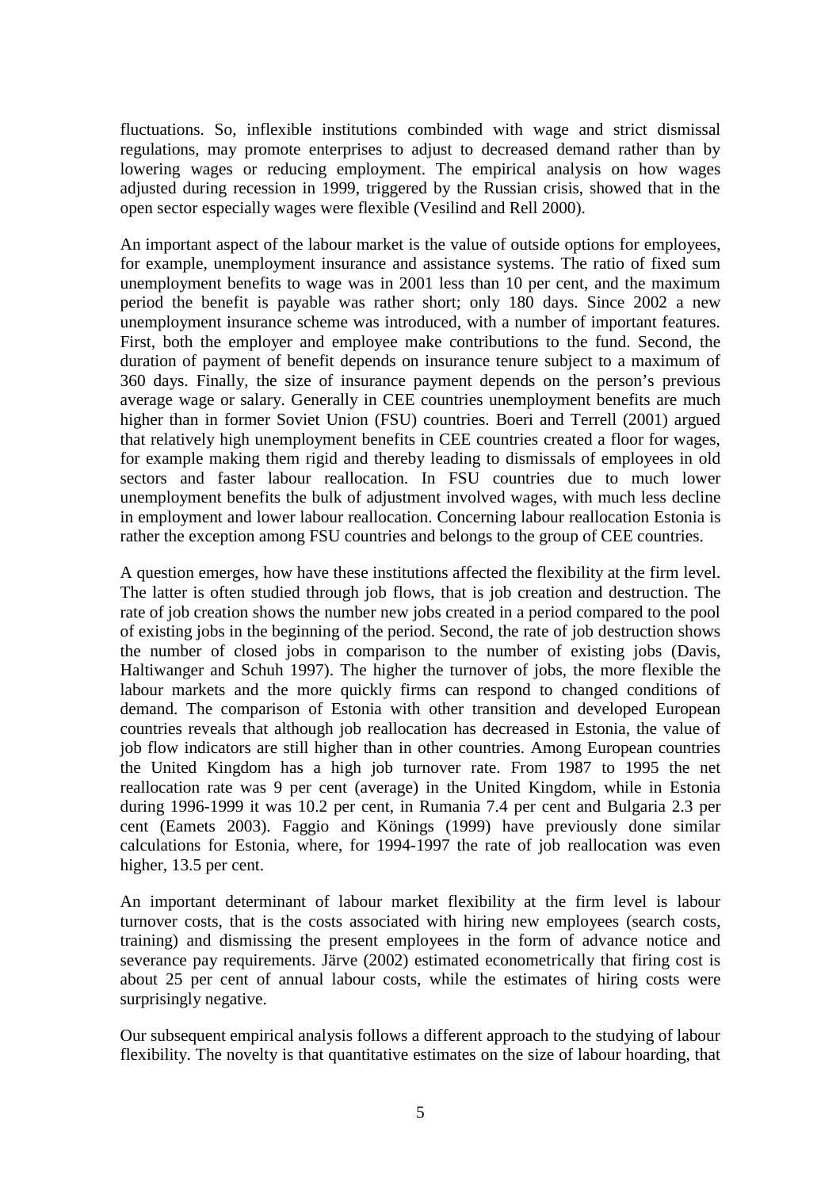fluctuations. So, inflexible institutions combinded with wage and strict dismissal regulations, may promote enterprises to adjust to decreased demand rather than by lowering wages or reducing employment. The empirical analysis on how wages adjusted during recession in 1999, triggered by the Russian crisis, showed that in the open sector especially wages were flexible (Vesilind and Rell 2000).

An important aspect of the labour market is the value of outside options for employees, for example, unemployment insurance and assistance systems. The ratio of fixed sum unemployment benefits to wage was in 2001 less than 10 per cent, and the maximum period the benefit is payable was rather short; only 180 days. Since 2002 a new unemployment insurance scheme was introduced, with a number of important features. First, both the employer and employee make contributions to the fund. Second, the duration of payment of benefit depends on insurance tenure subject to a maximum of 360 days. Finally, the size of insurance payment depends on the person's previous average wage or salary. Generally in CEE countries unemployment benefits are much higher than in former Soviet Union (FSU) countries. Boeri and Terrell (2001) argued that relatively high unemployment benefits in CEE countries created a floor for wages, for example making them rigid and thereby leading to dismissals of employees in old sectors and faster labour reallocation. In FSU countries due to much lower unemployment benefits the bulk of adjustment involved wages, with much less decline in employment and lower labour reallocation. Concerning labour reallocation Estonia is rather the exception among FSU countries and belongs to the group of CEE countries.

A question emerges, how have these institutions affected the flexibility at the firm level. The latter is often studied through job flows, that is job creation and destruction. The rate of job creation shows the number new jobs created in a period compared to the pool of existing jobs in the beginning of the period. Second, the rate of job destruction shows the number of closed jobs in comparison to the number of existing jobs (Davis, Haltiwanger and Schuh 1997). The higher the turnover of jobs, the more flexible the labour markets and the more quickly firms can respond to changed conditions of demand. The comparison of Estonia with other transition and developed European countries reveals that although job reallocation has decreased in Estonia, the value of job flow indicators are still higher than in other countries. Among European countries the United Kingdom has a high job turnover rate. From 1987 to 1995 the net reallocation rate was 9 per cent (average) in the United Kingdom, while in Estonia during 1996-1999 it was 10.2 per cent, in Rumania 7.4 per cent and Bulgaria 2.3 per cent (Eamets 2003). Faggio and Könings (1999) have previously done similar calculations for Estonia, where, for 1994-1997 the rate of job reallocation was even higher, 13.5 per cent.

An important determinant of labour market flexibility at the firm level is labour turnover costs, that is the costs associated with hiring new employees (search costs, training) and dismissing the present employees in the form of advance notice and severance pay requirements. Järve (2002) estimated econometrically that firing cost is about 25 per cent of annual labour costs, while the estimates of hiring costs were surprisingly negative.

Our subsequent empirical analysis follows a different approach to the studying of labour flexibility. The novelty is that quantitative estimates on the size of labour hoarding, that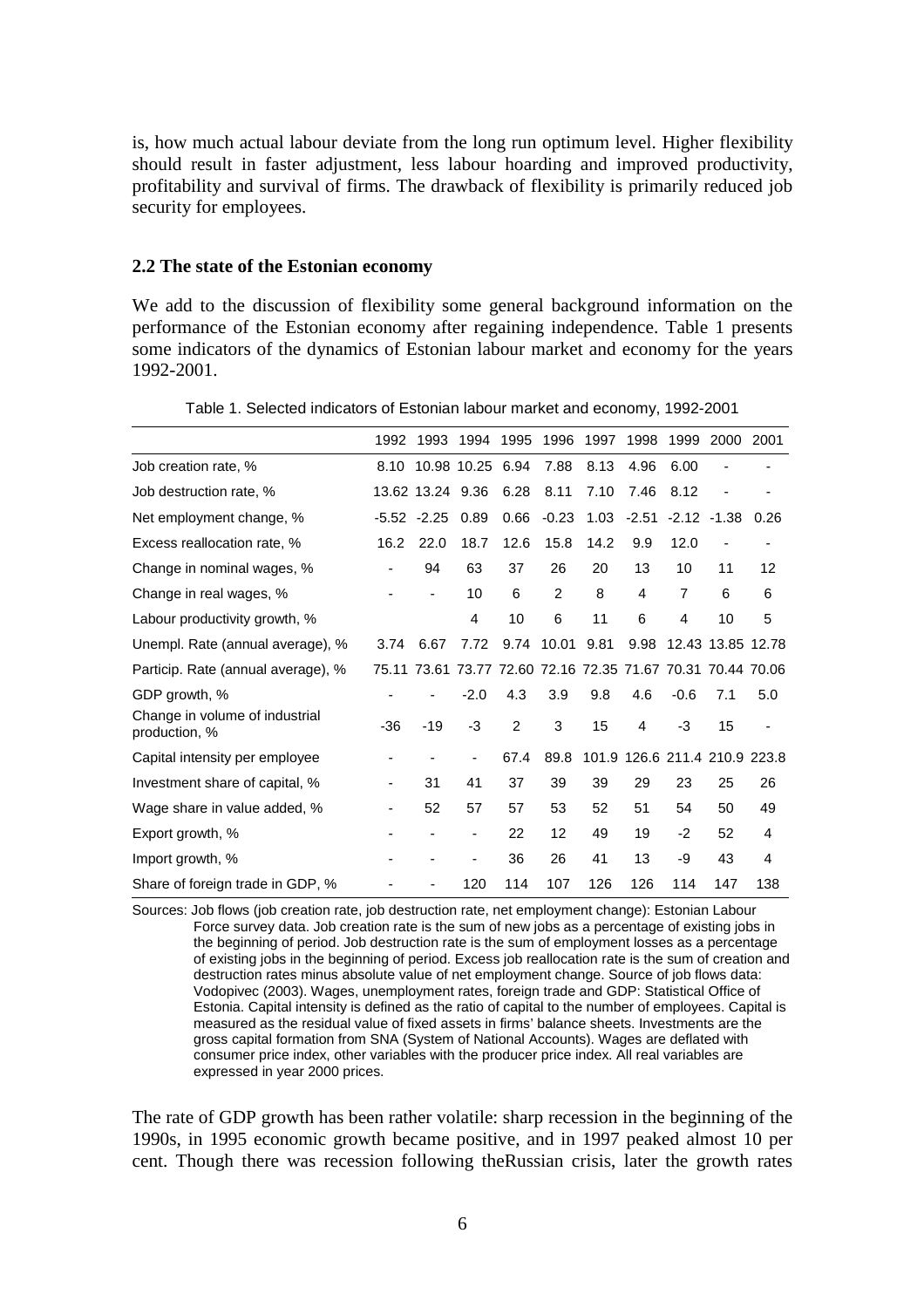is, how much actual labour deviate from the long run optimum level. Higher flexibility should result in faster adjustment, less labour hoarding and improved productivity, profitability and survival of firms. The drawback of flexibility is primarily reduced job security for employees.

### 2.2 The state of the Estonian economy

We add to the discussion of flexibility some general background information on the performance of the Estonian economy after regaining independence. Table 1 presents some indicators of the dynamics of Estonian labour market and economy for the years 1992-2001.

Table 1. Selected indicators of Estonian labour market and economy, 1992-2001

| | 1992 | 1993 | 1994 | 1995 | 1996 | 1997 | 1998 | 1999 | 2000 | 2001 |
|---|---|---|---|---|---|---|---|---|---|---|
| Job creation rate, % | 8.10 | 10.98 | 10.25 | 6.94 | 7.88 | 8.13 | 4.96 | 6.00 | - | - |
| Job destruction rate, % | 13.62 | 13.24 | 9.36 | 6.28 | 8.11 | 7.10 | 7.46 | 8.12 | - | - |
| Net employment change, % | -5.52 | -2.25 | 0.89 | 0.66 | -0.23 | 1.03 | -2.51 | -2.12 | -1.38 | 0.26 |
| Excess reallocation rate, % | 16.2 | 22.0 | 18.7 | 12.6 | 15.8 | 14.2 | 9.9 | 12.0 | - | - |
| Change in nominal wages, % | - | 94 | 63 | 37 | 26 | 20 | 13 | 10 | 11 | 12 |
| Change in real wages, % | - | - | 10 | 6 | 2 | 8 | 4 | 7 | 6 | 6 |
| Labour productivity growth, % | | | 4 | 10 | 6 | 11 | 6 | 4 | 10 | 5 |
| Unempl. Rate (annual average), % | 3.74 | 6.67 | 7.72 | 9.74 | 10.01 | 9.81 | 9.98 | 12.43 | 13.85 | 12.78 |
| Particip. Rate (annual average), % | 75.11 | 73.61 | 73.77 | 72.60 | 72.16 | 72.35 | 71.67 | 70.31 | 70.44 | 70.06 |
| GDP growth, % | - | - | -2.0 | 4.3 | 3.9 | 9.8 | 4.6 | -0.6 | 7.1 | 5.0 |
| Change in volume of industrial production, % | -36 | -19 | -3 | 2 | 3 | 15 | 4 | -3 | 15 | - |
| Capital intensity per employee | - | - | - | 67.4 | 89.8 | 101.9 | 126.6 | 211.4 | 210.9 | 223.8 |
| Investment share of capital, % | - | 31 | 41 | 37 | 39 | 39 | 29 | 23 | 25 | 26 |
| Wage share in value added, % | - | 52 | 57 | 57 | 53 | 52 | 51 | 54 | 50 | 49 |
| Export growth, % | - | - | - | 22 | 12 | 49 | 19 | -2 | 52 | 4 |
| Import growth, % | - | - | - | 36 | 26 | 41 | 13 | -9 | 43 | 4 |
| Share of foreign trade in GDP, % | - | - | 120 | 114 | 107 | 126 | 126 | 114 | 147 | 138 |

Sources: Job flows (job creation rate, job destruction rate, net employment change): Estonian Labour Force survey data. Job creation rate is the sum of new jobs as a percentage of existing jobs in the beginning of period. Job destruction rate is the sum of employment losses as a percentage of existing jobs in the beginning of period. Excess job reallocation rate is the sum of creation and destruction rates minus absolute value of net employment change. Source of job flows data: Vodopivec (2003). Wages, unemployment rates, foreign trade and GDP: Statistical Office of Estonia. Capital intensity is defined as the ratio of capital to the number of employees. Capital is measured as the residual value of fixed assets in firms' balance sheets. Investments are the gross capital formation from SNA (System of National Accounts). Wages are deflated with consumer price index, other variables with the producer price index. All real variables are expressed in year 2000 prices.

The rate of GDP growth has been rather volatile: sharp recession in the beginning of the 1990s, in 1995 economic growth became positive, and in 1997 peaked almost 10 per cent. Though there was recession following theRussian crisis, later the growth rates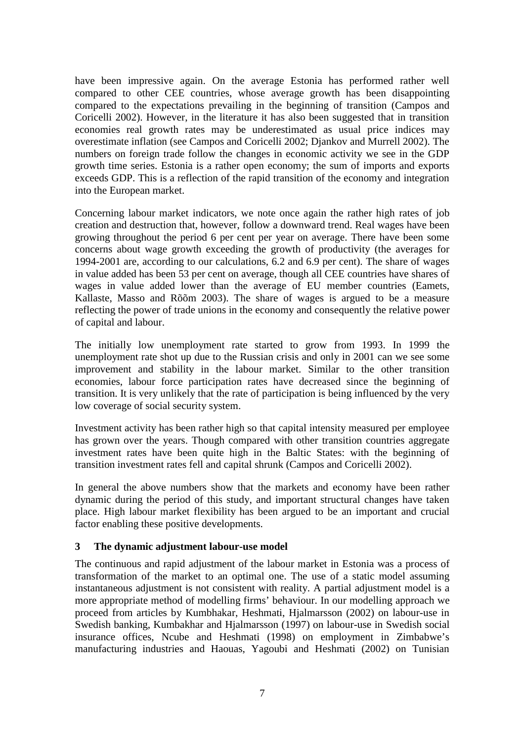have been impressive again. On the average Estonia has performed rather well compared to other CEE countries, whose average growth has been disappointing compared to the expectations prevailing in the beginning of transition (Campos and Coricelli 2002). However, in the literature it has also been suggested that in transition economies real growth rates may be underestimated as usual price indices may overestimate inflation (see Campos and Coricelli 2002; Djankov and Murrell 2002). The numbers on foreign trade follow the changes in economic activity we see in the GDP growth time series. Estonia is a rather open economy; the sum of imports and exports exceeds GDP. This is a reflection of the rapid transition of the economy and integration into the European market.

Concerning labour market indicators, we note once again the rather high rates of job creation and destruction that, however, follow a downward trend. Real wages have been growing throughout the period 6 per cent per year on average. There have been some concerns about wage growth exceeding the growth of productivity (the averages for 1994-2001 are, according to our calculations, 6.2 and 6.9 per cent). The share of wages in value added has been 53 per cent on average, though all CEE countries have shares of wages in value added lower than the average of EU member countries (Eamets, Kallaste, Masso and Rõõm 2003). The share of wages is argued to be a measure reflecting the power of trade unions in the economy and consequently the relative power of capital and labour.

The initially low unemployment rate started to grow from 1993. In 1999 the unemployment rate shot up due to the Russian crisis and only in 2001 can we see some improvement and stability in the labour market. Similar to the other transition economies, labour force participation rates have decreased since the beginning of transition. It is very unlikely that the rate of participation is being influenced by the very low coverage of social security system.

Investment activity has been rather high so that capital intensity measured per employee has grown over the years. Though compared with other transition countries aggregate investment rates have been quite high in the Baltic States: with the beginning of transition investment rates fell and capital shrunk (Campos and Coricelli 2002).

In general the above numbers show that the markets and economy have been rather dynamic during the period of this study, and important structural changes have taken place. High labour market flexibility has been argued to be an important and crucial factor enabling these positive developments.

## 3 The dynamic adjustment labour-use model

The continuous and rapid adjustment of the labour market in Estonia was a process of transformation of the market to an optimal one. The use of a static model assuming instantaneous adjustment is not consistent with reality. A partial adjustment model is a more appropriate method of modelling firms' behaviour. In our modelling approach we proceed from articles by Kumbhakar, Heshmati, Hjalmarsson (2002) on labour-use in Swedish banking, Kumbakhar and Hjalmarsson (1997) on labour-use in Swedish social insurance offices, Ncube and Heshmati (1998) on employment in Zimbabwe's manufacturing industries and Haouas, Yagoubi and Heshmati (2002) on Tunisian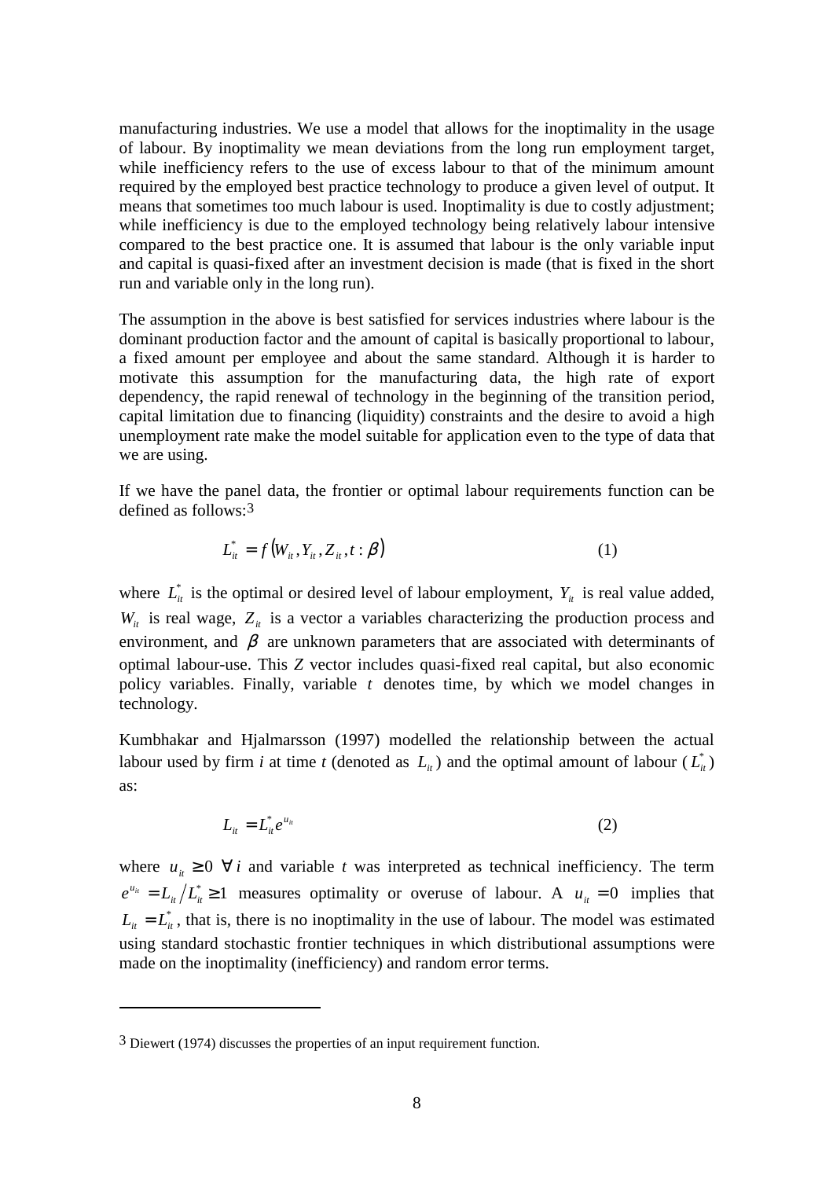manufacturing industries. We use a model that allows for the inoptimality in the usage of labour. By inoptimality we mean deviations from the long run employment target, while inefficiency refers to the use of excess labour to that of the minimum amount required by the employed best practice technology to produce a given level of output. It means that sometimes too much labour is used. Inoptimality is due to costly adjustment; while inefficiency is due to the employed technology being relatively labour intensive compared to the best practice one. It is assumed that labour is the only variable input and capital is quasi-fixed after an investment decision is made (that is fixed in the short run and variable only in the long run).

The assumption in the above is best satisfied for services industries where labour is the dominant production factor and the amount of capital is basically proportional to labour, a fixed amount per employee and about the same standard. Although it is harder to motivate this assumption for the manufacturing data, the high rate of export dependency, the rapid renewal of technology in the beginning of the transition period, capital limitation due to financing (liquidity) constraints and the desire to avoid a high unemployment rate make the model suitable for application even to the type of data that we are using.

If we have the panel data, the frontier or optimal labour requirements function can be defined as follows:[3]

$$L_{it}^{*} = f\left(W_{it}, Y_{it}, Z_{it}, t : \beta\right) \tag{1}$$

where $L_{it}^{*}$ is the optimal or desired level of labour employment, $Y_{it}$ is real value added, $W_{it}$ is real wage, $Z_{it}$ is a vector a variables characterizing the production process and environment, and $\beta$ are unknown parameters that are associated with determinants of optimal labour-use. This $Z$ vector includes quasi-fixed real capital, but also economic policy variables. Finally, variable $t$ denotes time, by which we model changes in technology.

Kumbhakar and Hjalmarsson (1997) modelled the relationship between the actual labour used by firm $i$ at time $t$ (denoted as $L_{it}$) and the optimal amount of labour ($L_{it}^{*}$) as:

$$L_{it} = L_{it}^{*} e^{u_{it}} \tag{2}$$

where $u_{it} \geq 0 \;\; \forall\, i$ and variable $t$ was interpreted as technical inefficiency. The term $e^{u_{it}} = L_{it} / L_{it}^{*} \geq 1$ measures optimality or overuse of labour. A $u_{it} = 0$ implies that $L_{it} = L_{it}^{*}$, that is, there is no inoptimality in the use of labour. The model was estimated using standard stochastic frontier techniques in which distributional assumptions were made on the inoptimality (inefficiency) and random error terms.

---

[3] Diewert (1974) discusses the properties of an input requirement function.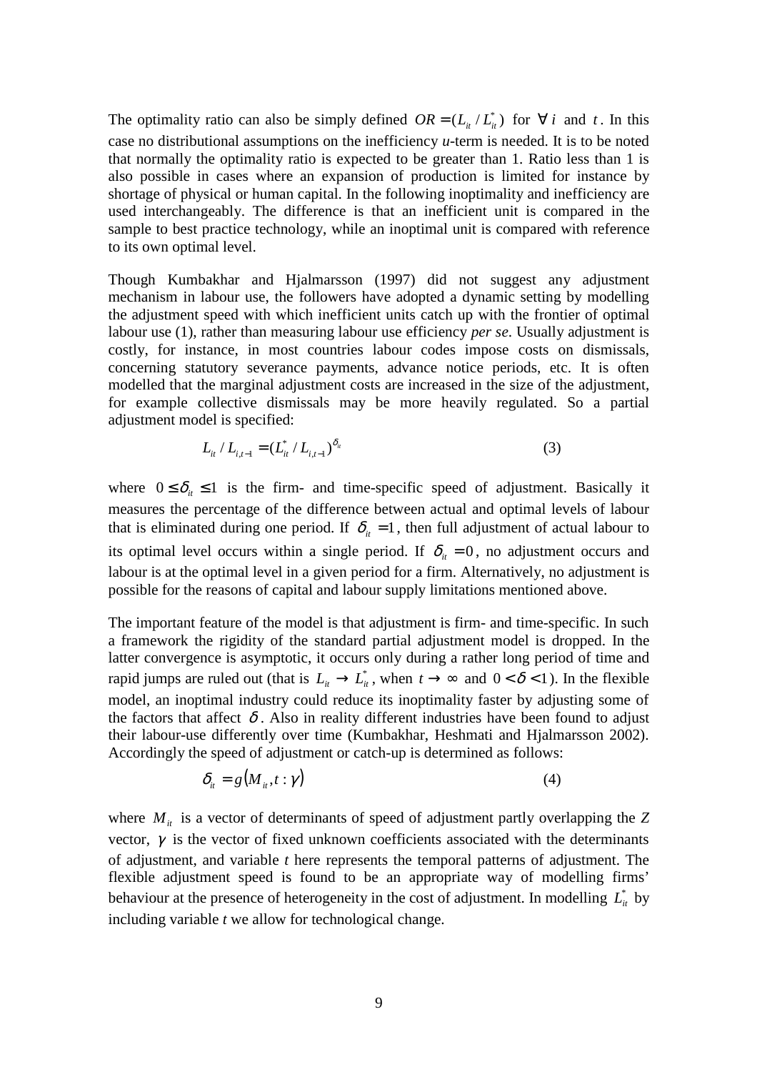The optimality ratio can also be simply defined $OR = (L_{it} / L_{it}^{*})$ for $\forall\, i$ and $t$. In this case no distributional assumptions on the inefficiency *u*-term is needed. It is to be noted that normally the optimality ratio is expected to be greater than 1. Ratio less than 1 is also possible in cases where an expansion of production is limited for instance by shortage of physical or human capital. In the following inoptimality and inefficiency are used interchangeably. The difference is that an inefficient unit is compared in the sample to best practice technology, while an inoptimal unit is compared with reference to its own optimal level.

Though Kumbakhar and Hjalmarsson (1997) did not suggest any adjustment mechanism in labour use, the followers have adopted a dynamic setting by modelling the adjustment speed with which inefficient units catch up with the frontier of optimal labour use (1), rather than measuring labour use efficiency *per se*. Usually adjustment is costly, for instance, in most countries labour codes impose costs on dismissals, concerning statutory severance payments, advance notice periods, etc. It is often modelled that the marginal adjustment costs are increased in the size of the adjustment, for example collective dismissals may be more heavily regulated. So a partial adjustment model is specified:

$$L_{it} / L_{i,t-1} = (L_{it}^{*} / L_{i,t-1})^{\delta_{it}} \tag{3}$$

where $0 \leq \delta_{it} \leq 1$ is the firm- and time-specific speed of adjustment. Basically it measures the percentage of the difference between actual and optimal levels of labour that is eliminated during one period. If $\delta_{it} = 1$, then full adjustment of actual labour to its optimal level occurs within a single period. If $\delta_{it} = 0$, no adjustment occurs and labour is at the optimal level in a given period for a firm. Alternatively, no adjustment is possible for the reasons of capital and labour supply limitations mentioned above.

The important feature of the model is that adjustment is firm- and time-specific. In such a framework the rigidity of the standard partial adjustment model is dropped. In the latter convergence is asymptotic, it occurs only during a rather long period of time and rapid jumps are ruled out (that is $L_{it} \rightarrow L_{it}^{*}$, when $t \rightarrow \infty$ and $0 < \delta < 1$). In the flexible model, an inoptimal industry could reduce its inoptimality faster by adjusting some of the factors that affect $\delta$. Also in reality different industries have been found to adjust their labour-use differently over time (Kumbakhar, Heshmati and Hjalmarsson 2002). Accordingly the speed of adjustment or catch-up is determined as follows:

$$\delta_{it} = g\left(M_{it}, t : \gamma\right) \tag{4}$$

where $M_{it}$ is a vector of determinants of speed of adjustment partly overlapping the $Z$ vector, $\gamma$ is the vector of fixed unknown coefficients associated with the determinants of adjustment, and variable *t* here represents the temporal patterns of adjustment. The flexible adjustment speed is found to be an appropriate way of modelling firms' behaviour at the presence of heterogeneity in the cost of adjustment. In modelling $L_{it}^{*}$ by including variable *t* we allow for technological change.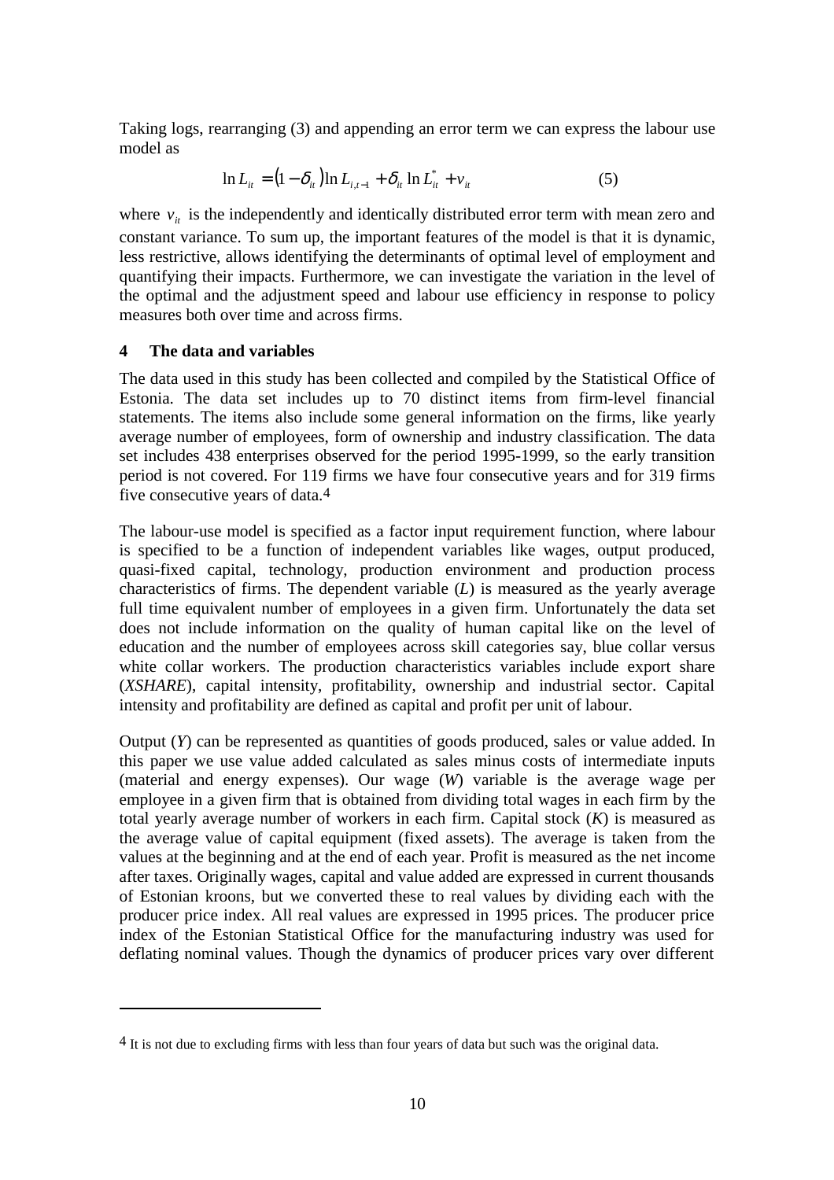Taking logs, rearranging (3) and appending an error term we can express the labour use model as

$$\ln L_{it} = (1-\delta_{it})\ln L_{i,t-1} + \delta_{it}\ln L_{it}^{*} + v_{it} \tag{5}$$

where $v_{it}$ is the independently and identically distributed error term with mean zero and constant variance. To sum up, the important features of the model is that it is dynamic, less restrictive, allows identifying the determinants of optimal level of employment and quantifying their impacts. Furthermore, we can investigate the variation in the level of the optimal and the adjustment speed and labour use efficiency in response to policy measures both over time and across firms.

## 4 The data and variables

The data used in this study has been collected and compiled by the Statistical Office of Estonia. The data set includes up to 70 distinct items from firm-level financial statements. The items also include some general information on the firms, like yearly average number of employees, form of ownership and industry classification. The data set includes 438 enterprises observed for the period 1995-1999, so the early transition period is not covered. For 119 firms we have four consecutive years and for 319 firms five consecutive years of data.[4]

The labour-use model is specified as a factor input requirement function, where labour is specified to be a function of independent variables like wages, output produced, quasi-fixed capital, technology, production environment and production process characteristics of firms. The dependent variable (*L*) is measured as the yearly average full time equivalent number of employees in a given firm. Unfortunately the data set does not include information on the quality of human capital like on the level of education and the number of employees across skill categories say, blue collar versus white collar workers. The production characteristics variables include export share (*XSHARE*), capital intensity, profitability, ownership and industrial sector. Capital intensity and profitability are defined as capital and profit per unit of labour.

Output (*Y*) can be represented as quantities of goods produced, sales or value added. In this paper we use value added calculated as sales minus costs of intermediate inputs (material and energy expenses). Our wage (*W*) variable is the average wage per employee in a given firm that is obtained from dividing total wages in each firm by the total yearly average number of workers in each firm. Capital stock (*K*) is measured as the average value of capital equipment (fixed assets). The average is taken from the values at the beginning and at the end of each year. Profit is measured as the net income after taxes. Originally wages, capital and value added are expressed in current thousands of Estonian kroons, but we converted these to real values by dividing each with the producer price index. All real values are expressed in 1995 prices. The producer price index of the Estonian Statistical Office for the manufacturing industry was used for deflating nominal values. Though the dynamics of producer prices vary over different

---

[4] It is not due to excluding firms with less than four years of data but such was the original data.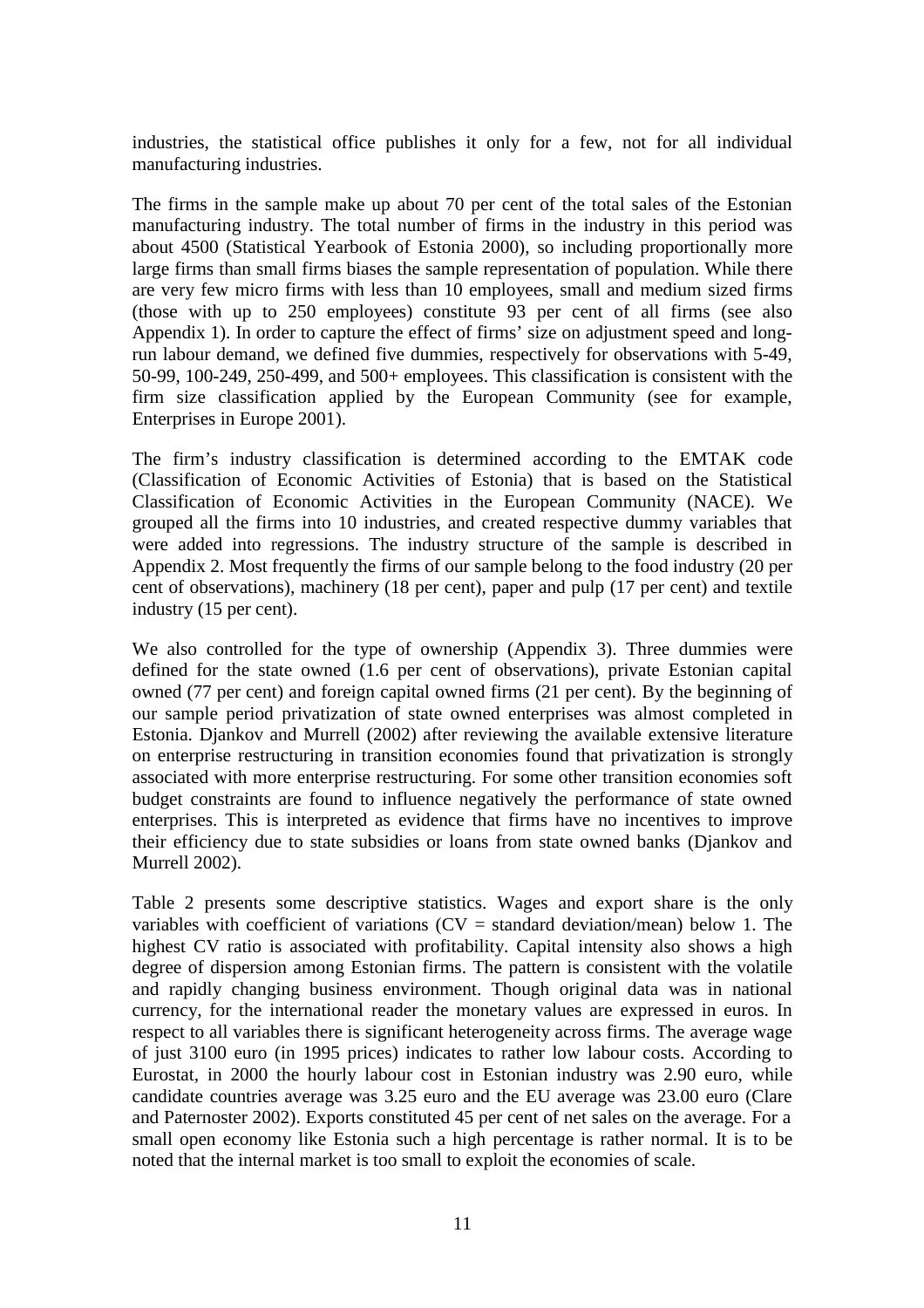industries, the statistical office publishes it only for a few, not for all individual manufacturing industries.

The firms in the sample make up about 70 per cent of the total sales of the Estonian manufacturing industry. The total number of firms in the industry in this period was about 4500 (Statistical Yearbook of Estonia 2000), so including proportionally more large firms than small firms biases the sample representation of population. While there are very few micro firms with less than 10 employees, small and medium sized firms (those with up to 250 employees) constitute 93 per cent of all firms (see also Appendix 1). In order to capture the effect of firms' size on adjustment speed and long-run labour demand, we defined five dummies, respectively for observations with 5-49, 50-99, 100-249, 250-499, and 500+ employees. This classification is consistent with the firm size classification applied by the European Community (see for example, Enterprises in Europe 2001).

The firm's industry classification is determined according to the EMTAK code (Classification of Economic Activities of Estonia) that is based on the Statistical Classification of Economic Activities in the European Community (NACE). We grouped all the firms into 10 industries, and created respective dummy variables that were added into regressions. The industry structure of the sample is described in Appendix 2. Most frequently the firms of our sample belong to the food industry (20 per cent of observations), machinery (18 per cent), paper and pulp (17 per cent) and textile industry (15 per cent).

We also controlled for the type of ownership (Appendix 3). Three dummies were defined for the state owned (1.6 per cent of observations), private Estonian capital owned (77 per cent) and foreign capital owned firms (21 per cent). By the beginning of our sample period privatization of state owned enterprises was almost completed in Estonia. Djankov and Murrell (2002) after reviewing the available extensive literature on enterprise restructuring in transition economies found that privatization is strongly associated with more enterprise restructuring. For some other transition economies soft budget constraints are found to influence negatively the performance of state owned enterprises. This is interpreted as evidence that firms have no incentives to improve their efficiency due to state subsidies or loans from state owned banks (Djankov and Murrell 2002).

Table 2 presents some descriptive statistics. Wages and export share is the only variables with coefficient of variations (CV = standard deviation/mean) below 1. The highest CV ratio is associated with profitability. Capital intensity also shows a high degree of dispersion among Estonian firms. The pattern is consistent with the volatile and rapidly changing business environment. Though original data was in national currency, for the international reader the monetary values are expressed in euros. In respect to all variables there is significant heterogeneity across firms. The average wage of just 3100 euro (in 1995 prices) indicates to rather low labour costs. According to Eurostat, in 2000 the hourly labour cost in Estonian industry was 2.90 euro, while candidate countries average was 3.25 euro and the EU average was 23.00 euro (Clare and Paternoster 2002). Exports constituted 45 per cent of net sales on the average. For a small open economy like Estonia such a high percentage is rather normal. It is to be noted that the internal market is too small to exploit the economies of scale.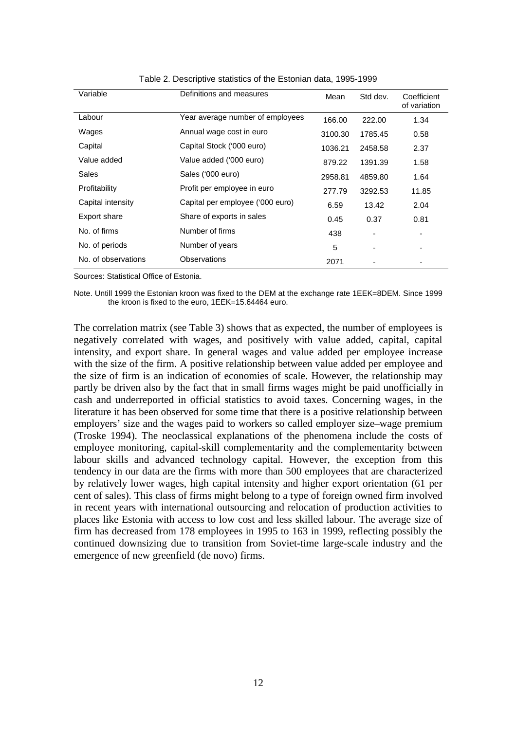Table 2. Descriptive statistics of the Estonian data, 1995-1999

| Variable | Definitions and measures | Mean | Std dev. | Coefficient of variation |
|---|---|---|---|---|
| Labour | Year average number of employees | 166.00 | 222.00 | 1.34 |
| Wages | Annual wage cost in euro | 3100.30 | 1785.45 | 0.58 |
| Capital | Capital Stock ('000 euro) | 1036.21 | 2458.58 | 2.37 |
| Value added | Value added ('000 euro) | 879.22 | 1391.39 | 1.58 |
| Sales | Sales ('000 euro) | 2958.81 | 4859.80 | 1.64 |
| Profitability | Profit per employee in euro | 277.79 | 3292.53 | 11.85 |
| Capital intensity | Capital per employee ('000 euro) | 6.59 | 13.42 | 2.04 |
| Export share | Share of exports in sales | 0.45 | 0.37 | 0.81 |
| No. of firms | Number of firms | 438 | - | - |
| No. of periods | Number of years | 5 | - | - |
| No. of observations | Observations | 2071 | - | - |

Sources: Statistical Office of Estonia.

Note. Untill 1999 the Estonian kroon was fixed to the DEM at the exchange rate 1EEK=8DEM. Since 1999 the kroon is fixed to the euro, 1EEK=15.64464 euro.

The correlation matrix (see Table 3) shows that as expected, the number of employees is negatively correlated with wages, and positively with value added, capital, capital intensity, and export share. In general wages and value added per employee increase with the size of the firm. A positive relationship between value added per employee and the size of firm is an indication of economies of scale. However, the relationship may partly be driven also by the fact that in small firms wages might be paid unofficially in cash and underreported in official statistics to avoid taxes. Concerning wages, in the literature it has been observed for some time that there is a positive relationship between employers' size and the wages paid to workers so called employer size–wage premium (Troske 1994). The neoclassical explanations of the phenomena include the costs of employee monitoring, capital-skill complementarity and the complementarity between labour skills and advanced technology capital. However, the exception from this tendency in our data are the firms with more than 500 employees that are characterized by relatively lower wages, high capital intensity and higher export orientation (61 per cent of sales). This class of firms might belong to a type of foreign owned firm involved in recent years with international outsourcing and relocation of production activities to places like Estonia with access to low cost and less skilled labour. The average size of firm has decreased from 178 employees in 1995 to 163 in 1999, reflecting possibly the continued downsizing due to transition from Soviet-time large-scale industry and the emergence of new greenfield (de novo) firms.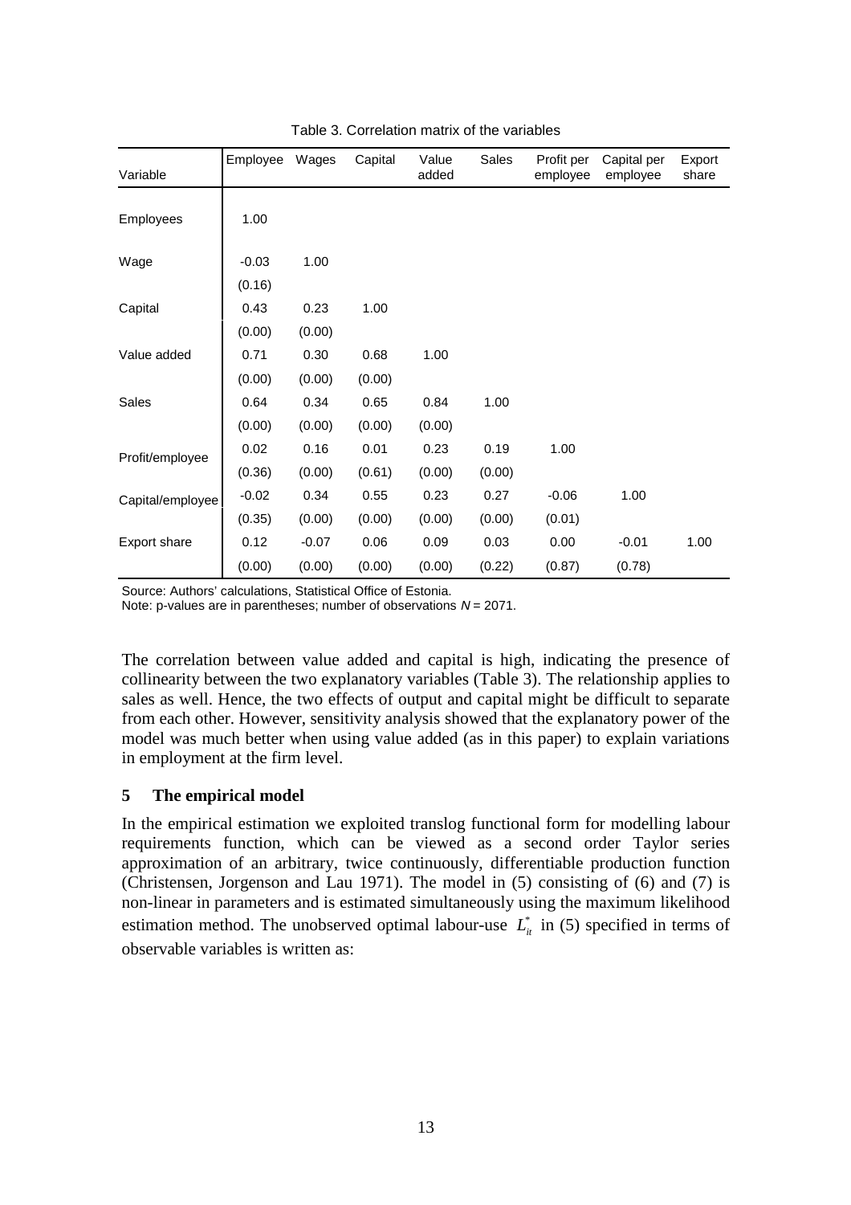Table 3. Correlation matrix of the variables

| Variable | Employee | Wages | Capital | Value added | Sales | Profit per employee | Capital per employee | Export share |
|---|---|---|---|---|---|---|---|---|
| Employees | 1.00 | | | | | | | |
| Wage | -0.03 | 1.00 | | | | | | |
| | (0.16) | | | | | | | |
| Capital | 0.43 | 0.23 | 1.00 | | | | | |
| | (0.00) | (0.00) | | | | | | |
| Value added | 0.71 | 0.30 | 0.68 | 1.00 | | | | |
| | (0.00) | (0.00) | (0.00) | | | | | |
| Sales | 0.64 | 0.34 | 0.65 | 0.84 | 1.00 | | | |
| | (0.00) | (0.00) | (0.00) | (0.00) | | | | |
| Profit/employee | 0.02 | 0.16 | 0.01 | 0.23 | 0.19 | 1.00 | | |
| | (0.36) | (0.00) | (0.61) | (0.00) | (0.00) | | | |
| Capital/employee | -0.02 | 0.34 | 0.55 | 0.23 | 0.27 | -0.06 | 1.00 | |
| | (0.35) | (0.00) | (0.00) | (0.00) | (0.00) | (0.01) | | |
| Export share | 0.12 | -0.07 | 0.06 | 0.09 | 0.03 | 0.00 | -0.01 | 1.00 |
| | (0.00) | (0.00) | (0.00) | (0.00) | (0.22) | (0.87) | (0.78) | |

Source: Authors' calculations, Statistical Office of Estonia.
Note: p-values are in parentheses; number of observations $N = 2071$.

The correlation between value added and capital is high, indicating the presence of collinearity between the two explanatory variables (Table 3). The relationship applies to sales as well. Hence, the two effects of output and capital might be difficult to separate from each other. However, sensitivity analysis showed that the explanatory power of the model was much better when using value added (as in this paper) to explain variations in employment at the firm level.

## 5 The empirical model

In the empirical estimation we exploited translog functional form for modelling labour requirements function, which can be viewed as a second order Taylor series approximation of an arbitrary, twice continuously, differentiable production function (Christensen, Jorgenson and Lau 1971). The model in (5) consisting of (6) and (7) is non-linear in parameters and is estimated simultaneously using the maximum likelihood estimation method. The unobserved optimal labour-use $L^*_{it}$ in (5) specified in terms of observable variables is written as: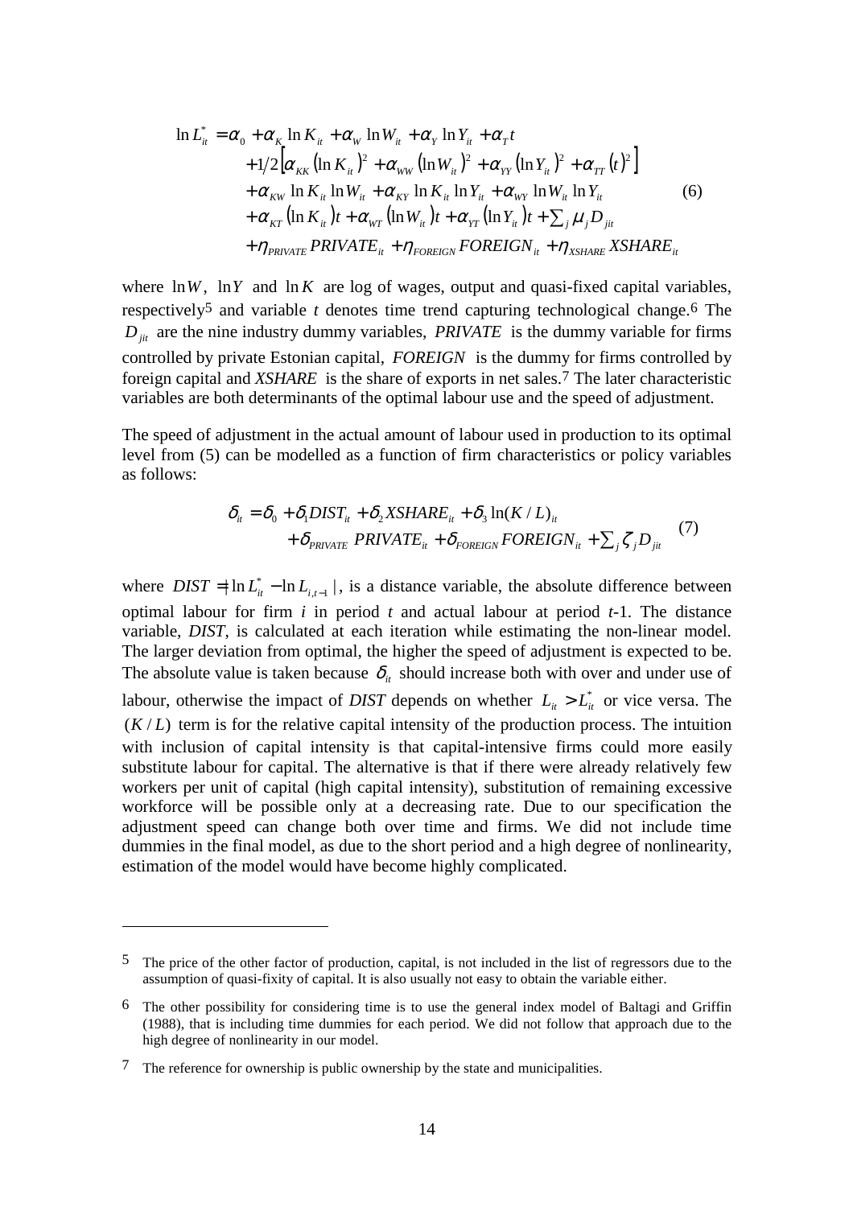$$
\begin{aligned}
\ln L_{it}^{*} = {} & \alpha_0 + \alpha_K \ln K_{it} + \alpha_W \ln W_{it} + \alpha_Y \ln Y_{it} + \alpha_T t \\
& + 1/2\left[\alpha_{KK}(\ln K_{it})^2 + \alpha_{WW}(\ln W_{it})^2 + \alpha_{YY}(\ln Y_{it})^2 + \alpha_{TT}(t)^2\right] \\
& + \alpha_{KW} \ln K_{it} \ln W_{it} + \alpha_{KY} \ln K_{it} \ln Y_{it} + \alpha_{WY} \ln W_{it} \ln Y_{it} \\
& + \alpha_{KT}(\ln K_{it})t + \alpha_{WT}(\ln W_{it})t + \alpha_{YT}(\ln Y_{it})t + \textstyle\sum_j \mu_j D_{jit} \\
& + \eta_{PRIVATE} PRIVATE_{it} + \eta_{FOREIGN} FOREIGN_{it} + \eta_{XSHARE} XSHARE_{it}
\end{aligned}
\tag{6}
$$

where $\ln W$, $\ln Y$ and $\ln K$ are log of wages, output and quasi-fixed capital variables, respectively[5] and variable $t$ denotes time trend capturing technological change.[6] The $D_{jit}$ are the nine industry dummy variables, $PRIVATE$ is the dummy variable for firms controlled by private Estonian capital, $FOREIGN$ is the dummy for firms controlled by foreign capital and $XSHARE$ is the share of exports in net sales.[7] The later characteristic variables are both determinants of the optimal labour use and the speed of adjustment.

The speed of adjustment in the actual amount of labour used in production to its optimal level from (5) can be modelled as a function of firm characteristics or policy variables as follows:

$$
\begin{aligned}
\delta_{it} = {} & \delta_0 + \delta_1 DIST_{it} + \delta_2 XSHARE_{it} + \delta_3 \ln(K/L)_{it} \\
& + \delta_{PRIVATE}\ PRIVATE_{it} + \delta_{FOREIGN} FOREIGN_{it} + \textstyle\sum_j \zeta_j D_{jit}
\end{aligned}
\tag{7}
$$

where $DIST = |\ln L_{it}^{*} - \ln L_{i,t-1}|$, is a distance variable, the absolute difference between optimal labour for firm $i$ in period $t$ and actual labour at period $t$-1. The distance variable, *DIST*, is calculated at each iteration while estimating the non-linear model. The larger deviation from optimal, the higher the speed of adjustment is expected to be. The absolute value is taken because $\delta_{it}$ should increase both with over and under use of labour, otherwise the impact of *DIST* depends on whether $L_{it} > L_{it}^{*}$ or vice versa. The $(K/L)$ term is for the relative capital intensity of the production process. The intuition with inclusion of capital intensity is that capital-intensive firms could more easily substitute labour for capital. The alternative is that if there were already relatively few workers per unit of capital (high capital intensity), substitution of remaining excessive workforce will be possible only at a decreasing rate. Due to our specification the adjustment speed can change both over time and firms. We did not include time dummies in the final model, as due to the short period and a high degree of nonlinearity, estimation of the model would have become highly complicated.

---

[5] The price of the other factor of production, capital, is not included in the list of regressors due to the assumption of quasi-fixity of capital. It is also usually not easy to obtain the variable either.

[6] The other possibility for considering time is to use the general index model of Baltagi and Griffin (1988), that is including time dummies for each period. We did not follow that approach due to the high degree of nonlinearity in our model.

[7] The reference for ownership is public ownership by the state and municipalities.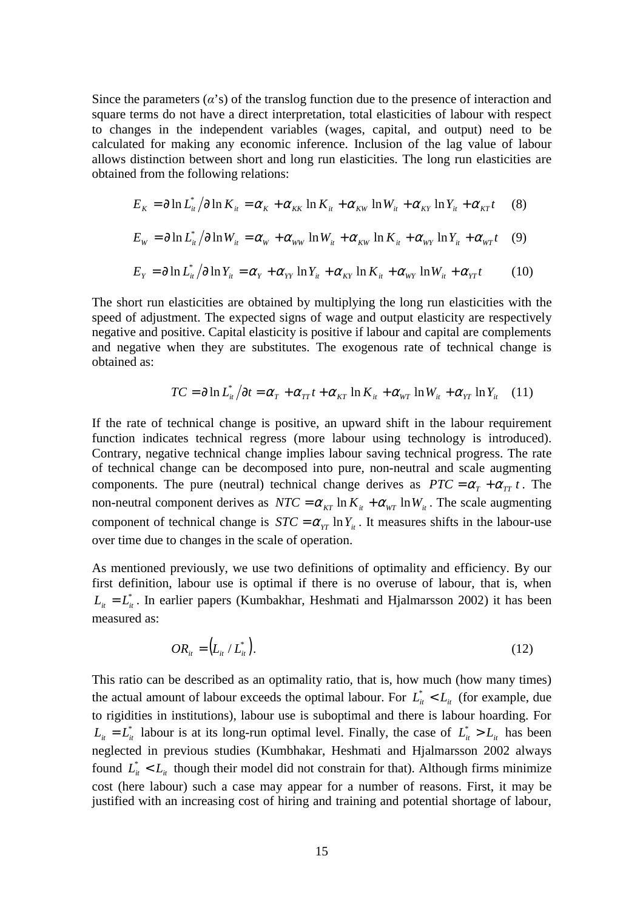Since the parameters ($\alpha$'s) of the translog function due to the presence of interaction and square terms do not have a direct interpretation, total elasticities of labour with respect to changes in the independent variables (wages, capital, and output) need to be calculated for making any economic inference. Inclusion of the lag value of labour allows distinction between short and long run elasticities. The long run elasticities are obtained from the following relations:

$$E_K = \partial \ln L_{it}^* / \partial \ln K_{it} = \alpha_K + \alpha_{KK} \ln K_{it} + \alpha_{KW} \ln W_{it} + \alpha_{KY} \ln Y_{it} + \alpha_{KT} t \quad (8)$$

$$E_W = \partial \ln L_{it}^* / \partial \ln W_{it} = \alpha_W + \alpha_{WW} \ln W_{it} + \alpha_{KW} \ln K_{it} + \alpha_{WY} \ln Y_{it} + \alpha_{WT} t \quad (9)$$

$$E_Y = \partial \ln L_{it}^* / \partial \ln Y_{it} = \alpha_Y + \alpha_{YY} \ln Y_{it} + \alpha_{KY} \ln K_{it} + \alpha_{WY} \ln W_{it} + \alpha_{YT} t \quad (10)$$

The short run elasticities are obtained by multiplying the long run elasticities with the speed of adjustment. The expected signs of wage and output elasticity are respectively negative and positive. Capital elasticity is positive if labour and capital are complements and negative when they are substitutes. The exogenous rate of technical change is obtained as:

$$TC = \partial \ln L_{it}^* / \partial t = \alpha_T + \alpha_{TT} t + \alpha_{KT} \ln K_{it} + \alpha_{WT} \ln W_{it} + \alpha_{YT} \ln Y_{it} \quad (11)$$

If the rate of technical change is positive, an upward shift in the labour requirement function indicates technical regress (more labour using technology is introduced). Contrary, negative technical change implies labour saving technical progress. The rate of technical change can be decomposed into pure, non-neutral and scale augmenting components. The pure (neutral) technical change derives as $PTC = \alpha_T + \alpha_{TT} t$. The non-neutral component derives as $NTC = \alpha_{KT} \ln K_{it} + \alpha_{WT} \ln W_{it}$. The scale augmenting component of technical change is $STC = \alpha_{YT} \ln Y_{it}$. It measures shifts in the labour-use over time due to changes in the scale of operation.

As mentioned previously, we use two definitions of optimality and efficiency. By our first definition, labour use is optimal if there is no overuse of labour, that is, when $L_{it} = L_{it}^*$. In earlier papers (Kumbakhar, Heshmati and Hjalmarsson 2002) it has been measured as:

$$OR_{it} = \left( L_{it} / L_{it}^* \right). \quad (12)$$

This ratio can be described as an optimality ratio, that is, how much (how many times) the actual amount of labour exceeds the optimal labour. For $L_{it}^* < L_{it}$ (for example, due to rigidities in institutions), labour use is suboptimal and there is labour hoarding. For $L_{it} = L_{it}^*$ labour is at its long-run optimal level. Finally, the case of $L_{it}^* > L_{it}$ has been neglected in previous studies (Kumbhakar, Heshmati and Hjalmarsson 2002 always found $L_{it}^* < L_{it}$ though their model did not constrain for that). Although firms minimize cost (here labour) such a case may appear for a number of reasons. First, it may be justified with an increasing cost of hiring and training and potential shortage of labour,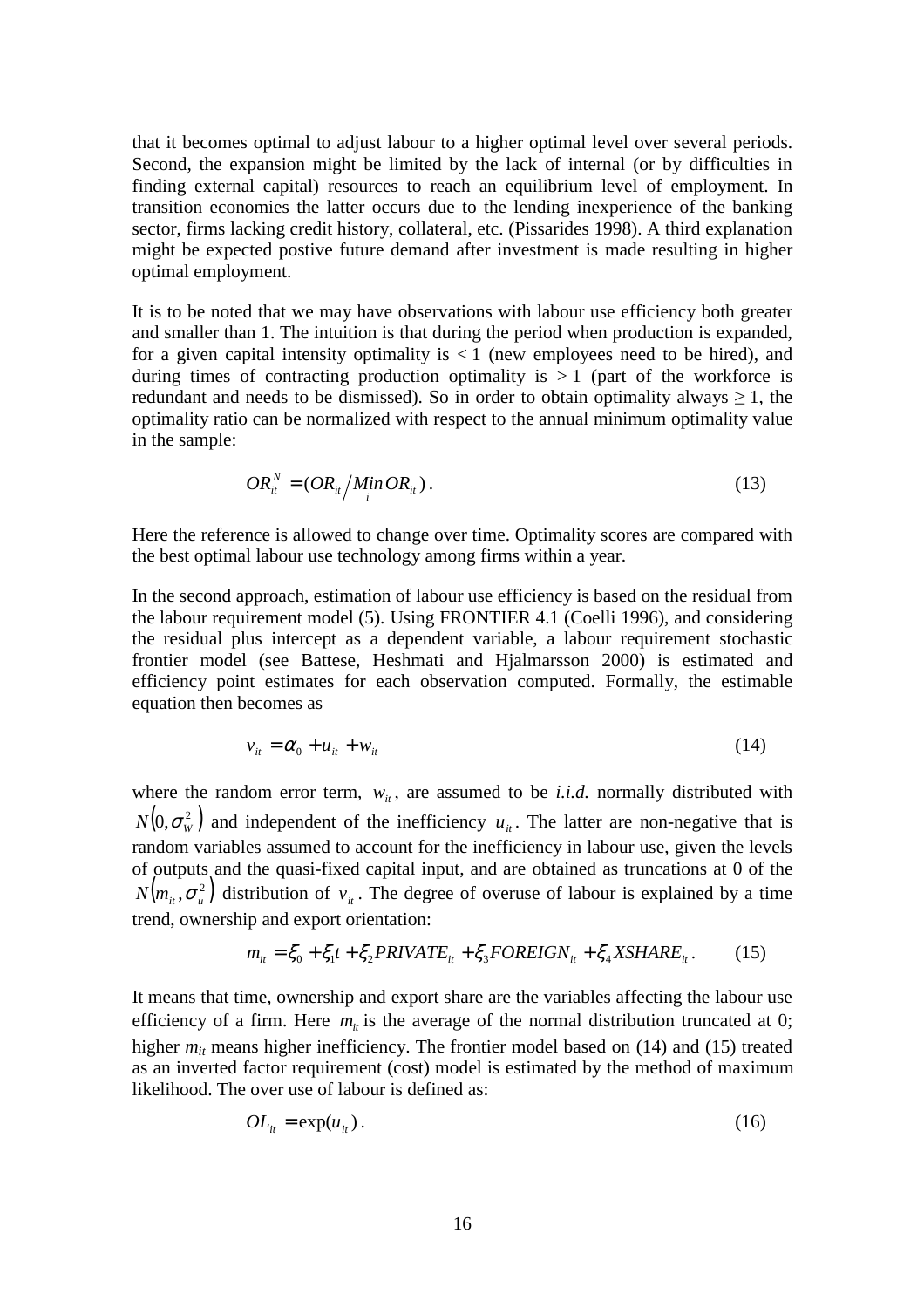that it becomes optimal to adjust labour to a higher optimal level over several periods. Second, the expansion might be limited by the lack of internal (or by difficulties in finding external capital) resources to reach an equilibrium level of employment. In transition economies the latter occurs due to the lending inexperience of the banking sector, firms lacking credit history, collateral, etc. (Pissarides 1998). A third explanation might be expected postive future demand after investment is made resulting in higher optimal employment.

It is to be noted that we may have observations with labour use efficiency both greater and smaller than 1. The intuition is that during the period when production is expanded, for a given capital intensity optimality is < 1 (new employees need to be hired), and during times of contracting production optimality is > 1 (part of the workforce is redundant and needs to be dismissed). So in order to obtain optimality always ≥ 1, the optimality ratio can be normalized with respect to the annual minimum optimality value in the sample:

$$OR_{it}^{N} = (OR_{it} \big/ \underset{i}{Min}\, OR_{it}). \tag{13}$$

Here the reference is allowed to change over time. Optimality scores are compared with the best optimal labour use technology among firms within a year.

In the second approach, estimation of labour use efficiency is based on the residual from the labour requirement model (5). Using FRONTIER 4.1 (Coelli 1996), and considering the residual plus intercept as a dependent variable, a labour requirement stochastic frontier model (see Battese, Heshmati and Hjalmarsson 2000) is estimated and efficiency point estimates for each observation computed. Formally, the estimable equation then becomes as

$$v_{it} = \alpha_0 + u_{it} + w_{it} \tag{14}$$

where the random error term, $w_{it}$, are assumed to be *i.i.d.* normally distributed with $N(0, \sigma_W^2)$ and independent of the inefficiency $u_{it}$. The latter are non-negative that is random variables assumed to account for the inefficiency in labour use, given the levels of outputs and the quasi-fixed capital input, and are obtained as truncations at 0 of the $N(m_{it}, \sigma_u^2)$ distribution of $v_{it}$. The degree of overuse of labour is explained by a time trend, ownership and export orientation:

$$m_{it} = \xi_0 + \xi_1 t + \xi_2 PRIVATE_{it} + \xi_3 FOREIGN_{it} + \xi_4 XSHARE_{it}. \tag{15}$$

It means that time, ownership and export share are the variables affecting the labour use efficiency of a firm. Here $m_{it}$ is the average of the normal distribution truncated at 0; higher $m_{it}$ means higher inefficiency. The frontier model based on (14) and (15) treated as an inverted factor requirement (cost) model is estimated by the method of maximum likelihood. The over use of labour is defined as:

$$OL_{it} = \exp(u_{it}). \tag{16}$$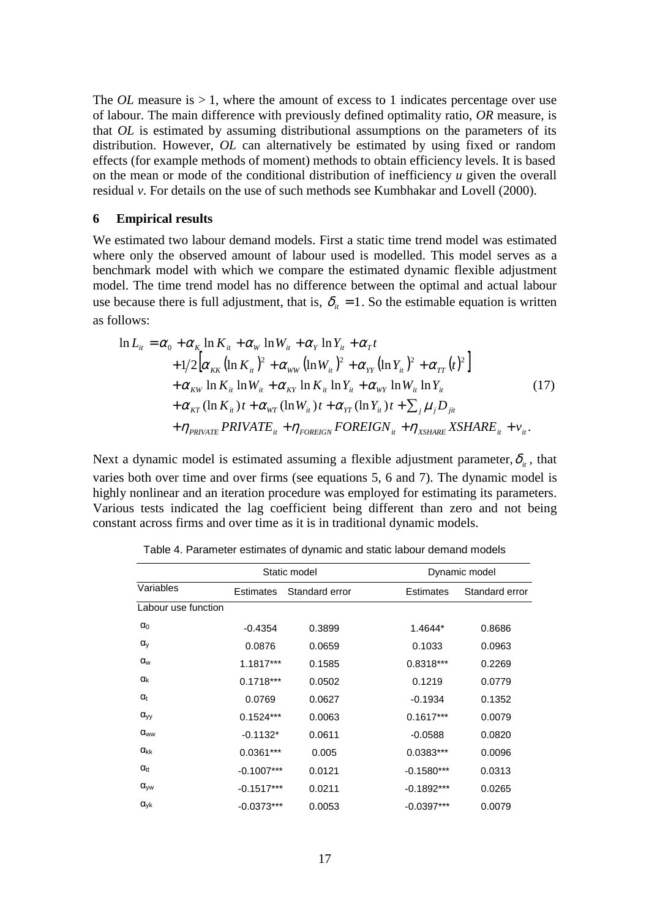The *OL* measure is > 1, where the amount of excess to 1 indicates percentage over use of labour. The main difference with previously defined optimality ratio, *OR* measure, is that *OL* is estimated by assuming distributional assumptions on the parameters of its distribution. However, *OL* can alternatively be estimated by using fixed or random effects (for example methods of moment) methods to obtain efficiency levels. It is based on the mean or mode of the conditional distribution of inefficiency *u* given the overall residual *v*. For details on the use of such methods see Kumbhakar and Lovell (2000).

## 6 Empirical results

We estimated two labour demand models. First a static time trend model was estimated where only the observed amount of labour used is modelled. This model serves as a benchmark model with which we compare the estimated dynamic flexible adjustment model. The time trend model has no difference between the optimal and actual labour use because there is full adjustment, that is, $\delta_{it} = 1$. So the estimable equation is written as follows:

$$
\begin{aligned}
\ln L_{it} = {} & \alpha_0 + \alpha_K \ln K_{it} + \alpha_W \ln W_{it} + \alpha_Y \ln Y_{it} + \alpha_T t \\
& + 1/2\left[\alpha_{KK}\left(\ln K_{it}\right)^2 + \alpha_{WW}\left(\ln W_{it}\right)^2 + \alpha_{YY}\left(\ln Y_{it}\right)^2 + \alpha_{TT}\left(t\right)^2\right] \\
& + \alpha_{KW} \ln K_{it} \ln W_{it} + \alpha_{KY} \ln K_{it} \ln Y_{it} + \alpha_{WY} \ln W_{it} \ln Y_{it} \\
& + \alpha_{KT}(\ln K_{it})t + \alpha_{WT}(\ln W_{it})t + \alpha_{YT}(\ln Y_{it})t + \sum_j \mu_j D_{jit} \\
& + \eta_{PRIVATE} PRIVATE_{it} + \eta_{FOREIGN} FOREIGN_{it} + \eta_{XSHARE} XSHARE_{it} + v_{it}.
\end{aligned} \tag{17}
$$

Next a dynamic model is estimated assuming a flexible adjustment parameter, $\delta_{it}$, that varies both over time and over firms (see equations 5, 6 and 7). The dynamic model is highly nonlinear and an iteration procedure was employed for estimating its parameters. Various tests indicated the lag coefficient being different than zero and not being constant across firms and over time as it is in traditional dynamic models.

Table 4. Parameter estimates of dynamic and static labour demand models

| | Static model | | Dynamic model | |
|---|---|---|---|---|
| Variables | Estimates | Standard error | Estimates | Standard error |
| Labour use function | | | | |
| $\alpha_0$ | -0.4354 | 0.3899 | 1.4644* | 0.8686 |
| $\alpha_y$ | 0.0876 | 0.0659 | 0.1033 | 0.0963 |
| $\alpha_w$ | 1.1817*** | 0.1585 | 0.8318*** | 0.2269 |
| $\alpha_k$ | 0.1718*** | 0.0502 | 0.1219 | 0.0779 |
| $\alpha_t$ | 0.0769 | 0.0627 | -0.1934 | 0.1352 |
| $\alpha_{yy}$ | 0.1524*** | 0.0063 | 0.1617*** | 0.0079 |
| $\alpha_{ww}$ | -0.1132* | 0.0611 | -0.0588 | 0.0820 |
| $\alpha_{kk}$ | 0.0361*** | 0.005 | 0.0383*** | 0.0096 |
| $\alpha_{tt}$ | -0.1007*** | 0.0121 | -0.1580*** | 0.0313 |
| $\alpha_{yw}$ | -0.1517*** | 0.0211 | -0.1892*** | 0.0265 |
| $\alpha_{yk}$ | -0.0373*** | 0.0053 | -0.0397*** | 0.0079 |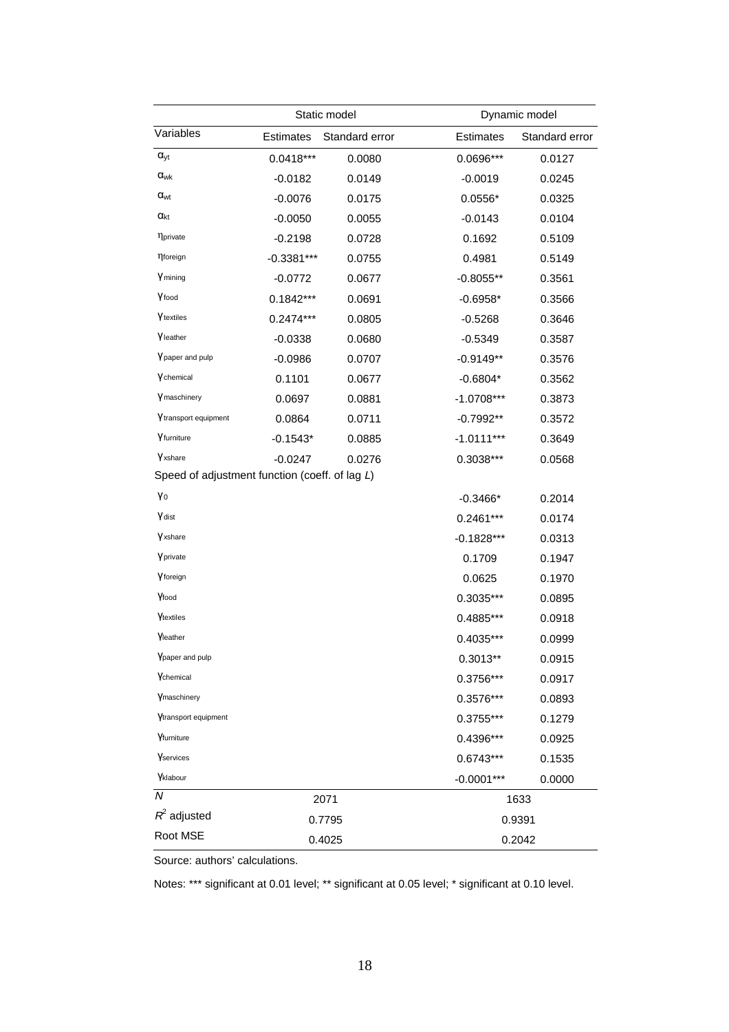| | Static model | | Dynamic model | |
|---|---|---|---|---|
| Variables | Estimates | Standard error | Estimates | Standard error |
| $\alpha_{yt}$ | 0.0418*** | 0.0080 | 0.0696*** | 0.0127 |
| $\alpha_{wk}$ | -0.0182 | 0.0149 | -0.0019 | 0.0245 |
| $\alpha_{wt}$ | -0.0076 | 0.0175 | 0.0556* | 0.0325 |
| $\alpha_{kt}$ | -0.0050 | 0.0055 | -0.0143 | 0.0104 |
| $\eta_{private}$ | -0.2198 | 0.0728 | 0.1692 | 0.5109 |
| $\eta_{foreign}$ | -0.3381*** | 0.0755 | 0.4981 | 0.5149 |
| $\gamma_{mining}$ | -0.0772 | 0.0677 | -0.8055** | 0.3561 |
| $\gamma_{food}$ | 0.1842*** | 0.0691 | -0.6958* | 0.3566 |
| $\gamma_{textiles}$ | 0.2474*** | 0.0805 | -0.5268 | 0.3646 |
| $\gamma_{leather}$ | -0.0338 | 0.0680 | -0.5349 | 0.3587 |
| $\gamma_{paper\ and\ pulp}$ | -0.0986 | 0.0707 | -0.9149** | 0.3576 |
| $\gamma_{chemical}$ | 0.1101 | 0.0677 | -0.6804* | 0.3562 |
| $\gamma_{maschinery}$ | 0.0697 | 0.0881 | -1.0708*** | 0.3873 |
| $\gamma_{transport\ equipment}$ | 0.0864 | 0.0711 | -0.7992** | 0.3572 |
| $\gamma_{furniture}$ | -0.1543* | 0.0885 | -1.0111*** | 0.3649 |
| $\gamma_{xshare}$ | -0.0247 | 0.0276 | 0.3038*** | 0.0568 |
| Speed of adjustment function (coeff. of lag *L*) | | | | |
| $\gamma_0$ | | | -0.3466* | 0.2014 |
| $\gamma_{dist}$ | | | 0.2461*** | 0.0174 |
| $\gamma_{xshare}$ | | | -0.1828*** | 0.0313 |
| $\gamma_{private}$ | | | 0.1709 | 0.1947 |
| $\gamma_{foreign}$ | | | 0.0625 | 0.1970 |
| $\gamma_{food}$ | | | 0.3035*** | 0.0895 |
| $\gamma_{textiles}$ | | | 0.4885*** | 0.0918 |
| $\gamma_{leather}$ | | | 0.4035*** | 0.0999 |
| $\gamma_{paper\ and\ pulp}$ | | | 0.3013** | 0.0915 |
| $\gamma_{chemical}$ | | | 0.3756*** | 0.0917 |
| $\gamma_{maschinery}$ | | | 0.3576*** | 0.0893 |
| $\gamma_{transport\ equipment}$ | | | 0.3755*** | 0.1279 |
| $\gamma_{furniture}$ | | | 0.4396*** | 0.0925 |
| $\gamma_{services}$ | | | 0.6743*** | 0.1535 |
| $\gamma_{klabour}$ | | | -0.0001*** | 0.0000 |
| *N* | 2071 | | 1633 | |
| $R^2$ adjusted | 0.7795 | | 0.9391 | |
| Root MSE | 0.4025 | | 0.2042 | |

Source: authors' calculations.

Notes: *** significant at 0.01 level; ** significant at 0.05 level; * significant at 0.10 level.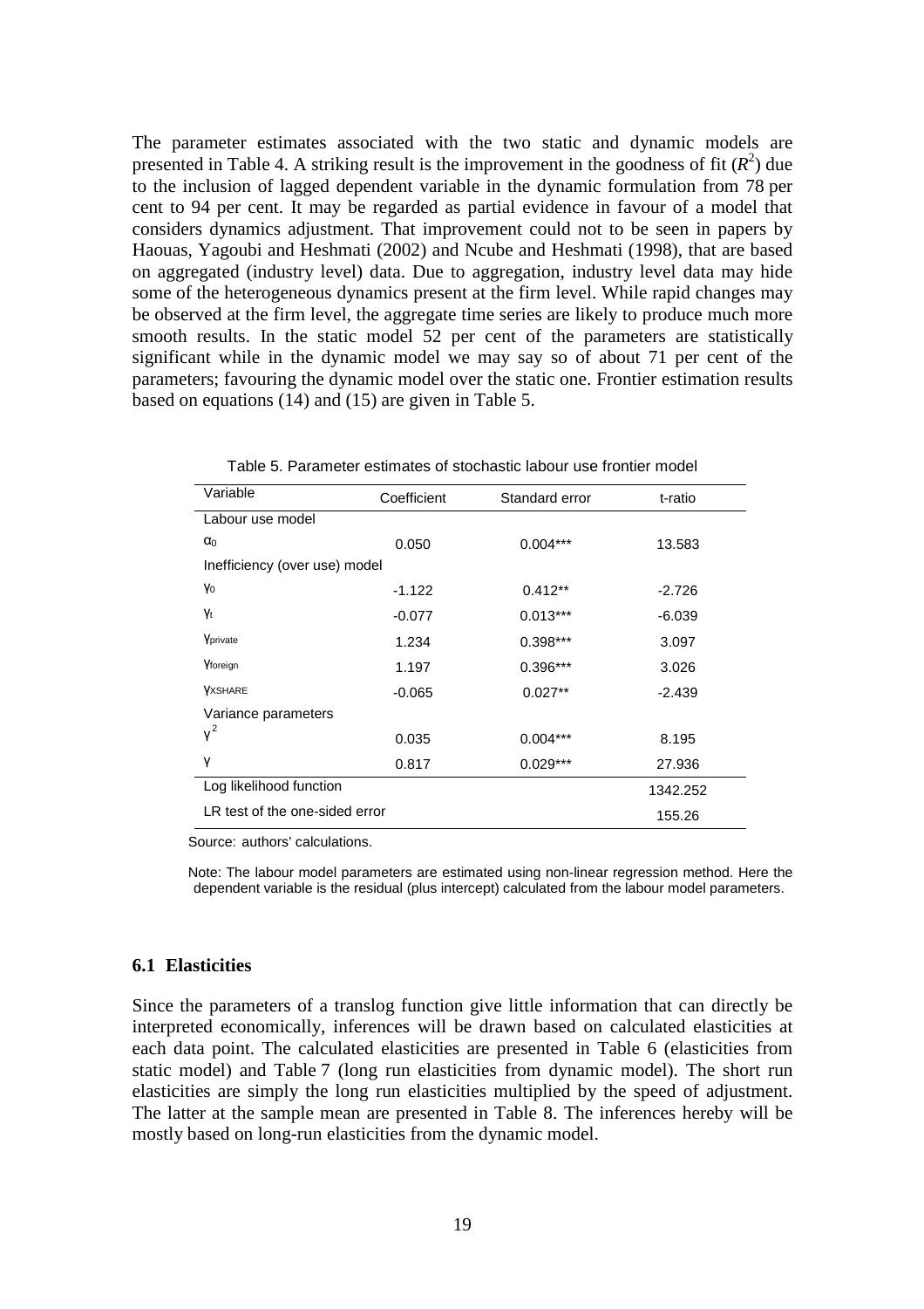The parameter estimates associated with the two static and dynamic models are presented in Table 4. A striking result is the improvement in the goodness of fit ($R^2$) due to the inclusion of lagged dependent variable in the dynamic formulation from 78 per cent to 94 per cent. It may be regarded as partial evidence in favour of a model that considers dynamics adjustment. That improvement could not to be seen in papers by Haouas, Yagoubi and Heshmati (2002) and Ncube and Heshmati (1998), that are based on aggregated (industry level) data. Due to aggregation, industry level data may hide some of the heterogeneous dynamics present at the firm level. While rapid changes may be observed at the firm level, the aggregate time series are likely to produce much more smooth results. In the static model 52 per cent of the parameters are statistically significant while in the dynamic model we may say so of about 71 per cent of the parameters; favouring the dynamic model over the static one. Frontier estimation results based on equations (14) and (15) are given in Table 5.

Table 5. Parameter estimates of stochastic labour use frontier model

| Variable | Coefficient | Standard error | t-ratio |
|---|---|---|---|
| Labour use model | | | |
| $\alpha_0$ | 0.050 | 0.004*** | 13.583 |
| Inefficiency (over use) model | | | |
| $\gamma_0$ | -1.122 | 0.412** | -2.726 |
| $\gamma_t$ | -0.077 | 0.013*** | -6.039 |
| $\gamma_{private}$ | 1.234 | 0.398*** | 3.097 |
| $\gamma_{foreign}$ | 1.197 | 0.396*** | 3.026 |
| $\gamma_{XSHARE}$ | -0.065 | 0.027** | -2.439 |
| Variance parameters | | | |
| $\gamma^2$ | 0.035 | 0.004*** | 8.195 |
| $\gamma$ | 0.817 | 0.029*** | 27.936 |
| Log likelihood function | | | 1342.252 |
| LR test of the one-sided error | | | 155.26 |

Source: authors' calculations.

Note: The labour model parameters are estimated using non-linear regression method. Here the dependent variable is the residual (plus intercept) calculated from the labour model parameters.

### 6.1 Elasticities

Since the parameters of a translog function give little information that can directly be interpreted economically, inferences will be drawn based on calculated elasticities at each data point. The calculated elasticities are presented in Table 6 (elasticities from static model) and Table 7 (long run elasticities from dynamic model). The short run elasticities are simply the long run elasticities multiplied by the speed of adjustment. The latter at the sample mean are presented in Table 8. The inferences hereby will be mostly based on long-run elasticities from the dynamic model.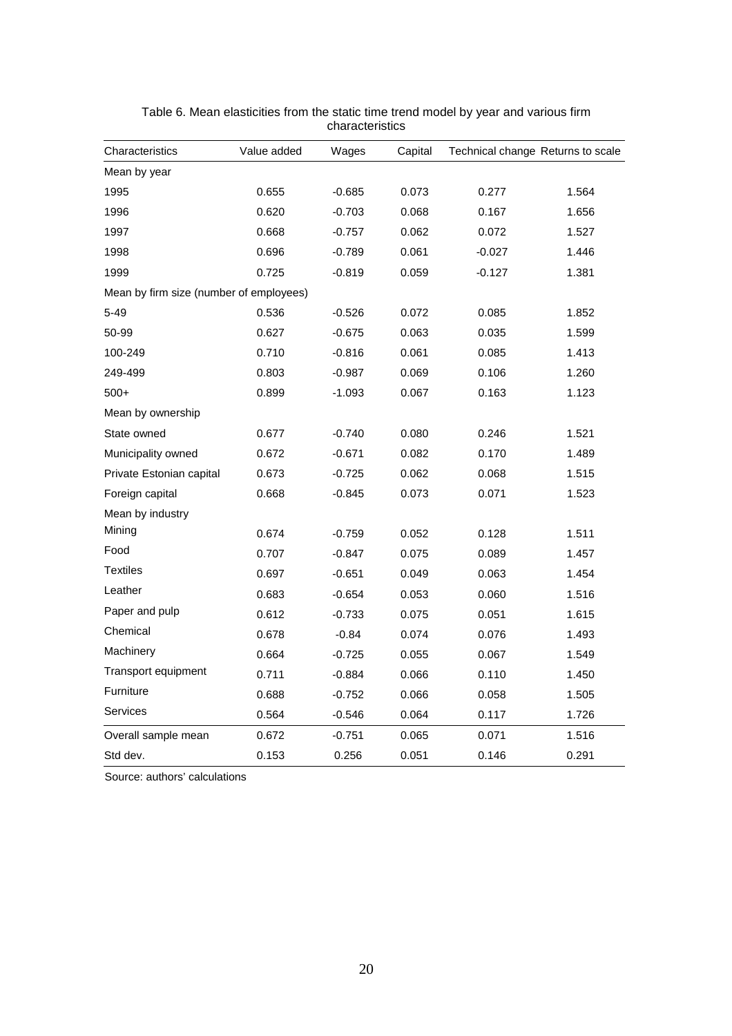Table 6. Mean elasticities from the static time trend model by year and various firm characteristics

| Characteristics | Value added | Wages | Capital | Technical change | Returns to scale |
|---|---|---|---|---|---|
| Mean by year | | | | | |
| 1995 | 0.655 | -0.685 | 0.073 | 0.277 | 1.564 |
| 1996 | 0.620 | -0.703 | 0.068 | 0.167 | 1.656 |
| 1997 | 0.668 | -0.757 | 0.062 | 0.072 | 1.527 |
| 1998 | 0.696 | -0.789 | 0.061 | -0.027 | 1.446 |
| 1999 | 0.725 | -0.819 | 0.059 | -0.127 | 1.381 |
| Mean by firm size (number of employees) | | | | | |
| 5-49 | 0.536 | -0.526 | 0.072 | 0.085 | 1.852 |
| 50-99 | 0.627 | -0.675 | 0.063 | 0.035 | 1.599 |
| 100-249 | 0.710 | -0.816 | 0.061 | 0.085 | 1.413 |
| 249-499 | 0.803 | -0.987 | 0.069 | 0.106 | 1.260 |
| 500+ | 0.899 | -1.093 | 0.067 | 0.163 | 1.123 |
| Mean by ownership | | | | | |
| State owned | 0.677 | -0.740 | 0.080 | 0.246 | 1.521 |
| Municipality owned | 0.672 | -0.671 | 0.082 | 0.170 | 1.489 |
| Private Estonian capital | 0.673 | -0.725 | 0.062 | 0.068 | 1.515 |
| Foreign capital | 0.668 | -0.845 | 0.073 | 0.071 | 1.523 |
| Mean by industry | | | | | |
| Mining | 0.674 | -0.759 | 0.052 | 0.128 | 1.511 |
| Food | 0.707 | -0.847 | 0.075 | 0.089 | 1.457 |
| Textiles | 0.697 | -0.651 | 0.049 | 0.063 | 1.454 |
| Leather | 0.683 | -0.654 | 0.053 | 0.060 | 1.516 |
| Paper and pulp | 0.612 | -0.733 | 0.075 | 0.051 | 1.615 |
| Chemical | 0.678 | -0.84 | 0.074 | 0.076 | 1.493 |
| Machinery | 0.664 | -0.725 | 0.055 | 0.067 | 1.549 |
| Transport equipment | 0.711 | -0.884 | 0.066 | 0.110 | 1.450 |
| Furniture | 0.688 | -0.752 | 0.066 | 0.058 | 1.505 |
| Services | 0.564 | -0.546 | 0.064 | 0.117 | 1.726 |
| Overall sample mean | 0.672 | -0.751 | 0.065 | 0.071 | 1.516 |
| Std dev. | 0.153 | 0.256 | 0.051 | 0.146 | 0.291 |

Source: authors' calculations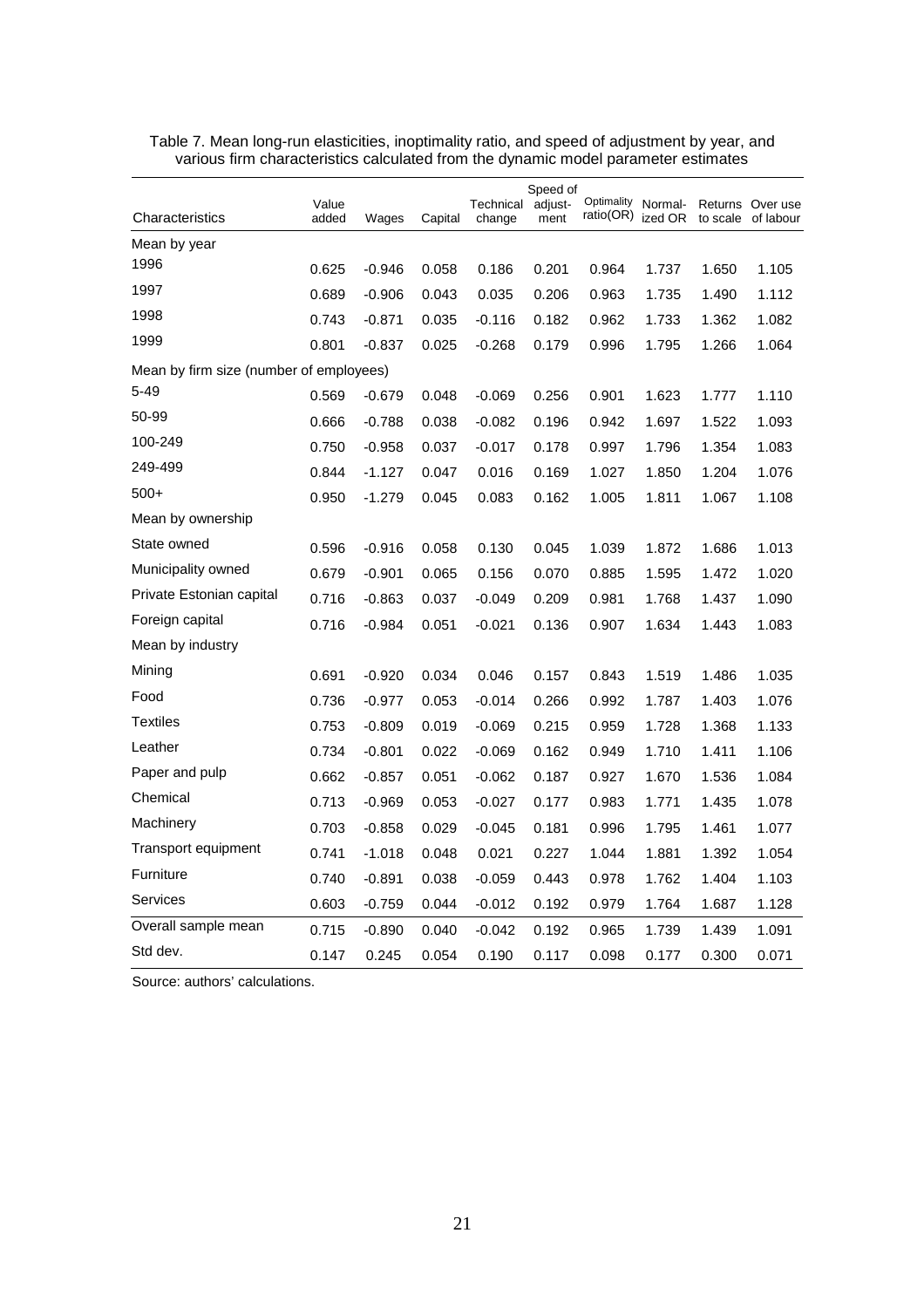Table 7. Mean long-run elasticities, inoptimality ratio, and speed of adjustment by year, and various firm characteristics calculated from the dynamic model parameter estimates

| Characteristics | Value added | Wages | Capital | Technical change | Speed of adjust-ment | Optimality ratio(OR) | Normal-ized OR | Returns to scale | Over use of labour |
|---|---|---|---|---|---|---|---|---|---|
| Mean by year | | | | | | | | | |
| 1996 | 0.625 | -0.946 | 0.058 | 0.186 | 0.201 | 0.964 | 1.737 | 1.650 | 1.105 |
| 1997 | 0.689 | -0.906 | 0.043 | 0.035 | 0.206 | 0.963 | 1.735 | 1.490 | 1.112 |
| 1998 | 0.743 | -0.871 | 0.035 | -0.116 | 0.182 | 0.962 | 1.733 | 1.362 | 1.082 |
| 1999 | 0.801 | -0.837 | 0.025 | -0.268 | 0.179 | 0.996 | 1.795 | 1.266 | 1.064 |
| Mean by firm size (number of employees) | | | | | | | | | |
| 5-49 | 0.569 | -0.679 | 0.048 | -0.069 | 0.256 | 0.901 | 1.623 | 1.777 | 1.110 |
| 50-99 | 0.666 | -0.788 | 0.038 | -0.082 | 0.196 | 0.942 | 1.697 | 1.522 | 1.093 |
| 100-249 | 0.750 | -0.958 | 0.037 | -0.017 | 0.178 | 0.997 | 1.796 | 1.354 | 1.083 |
| 249-499 | 0.844 | -1.127 | 0.047 | 0.016 | 0.169 | 1.027 | 1.850 | 1.204 | 1.076 |
| 500+ | 0.950 | -1.279 | 0.045 | 0.083 | 0.162 | 1.005 | 1.811 | 1.067 | 1.108 |
| Mean by ownership | | | | | | | | | |
| State owned | 0.596 | -0.916 | 0.058 | 0.130 | 0.045 | 1.039 | 1.872 | 1.686 | 1.013 |
| Municipality owned | 0.679 | -0.901 | 0.065 | 0.156 | 0.070 | 0.885 | 1.595 | 1.472 | 1.020 |
| Private Estonian capital | 0.716 | -0.863 | 0.037 | -0.049 | 0.209 | 0.981 | 1.768 | 1.437 | 1.090 |
| Foreign capital | 0.716 | -0.984 | 0.051 | -0.021 | 0.136 | 0.907 | 1.634 | 1.443 | 1.083 |
| Mean by industry | | | | | | | | | |
| Mining | 0.691 | -0.920 | 0.034 | 0.046 | 0.157 | 0.843 | 1.519 | 1.486 | 1.035 |
| Food | 0.736 | -0.977 | 0.053 | -0.014 | 0.266 | 0.992 | 1.787 | 1.403 | 1.076 |
| Textiles | 0.753 | -0.809 | 0.019 | -0.069 | 0.215 | 0.959 | 1.728 | 1.368 | 1.133 |
| Leather | 0.734 | -0.801 | 0.022 | -0.069 | 0.162 | 0.949 | 1.710 | 1.411 | 1.106 |
| Paper and pulp | 0.662 | -0.857 | 0.051 | -0.062 | 0.187 | 0.927 | 1.670 | 1.536 | 1.084 |
| Chemical | 0.713 | -0.969 | 0.053 | -0.027 | 0.177 | 0.983 | 1.771 | 1.435 | 1.078 |
| Machinery | 0.703 | -0.858 | 0.029 | -0.045 | 0.181 | 0.996 | 1.795 | 1.461 | 1.077 |
| Transport equipment | 0.741 | -1.018 | 0.048 | 0.021 | 0.227 | 1.044 | 1.881 | 1.392 | 1.054 |
| Furniture | 0.740 | -0.891 | 0.038 | -0.059 | 0.443 | 0.978 | 1.762 | 1.404 | 1.103 |
| Services | 0.603 | -0.759 | 0.044 | -0.012 | 0.192 | 0.979 | 1.764 | 1.687 | 1.128 |
| Overall sample mean | 0.715 | -0.890 | 0.040 | -0.042 | 0.192 | 0.965 | 1.739 | 1.439 | 1.091 |
| Std dev. | 0.147 | 0.245 | 0.054 | 0.190 | 0.117 | 0.098 | 0.177 | 0.300 | 0.071 |

Source: authors' calculations.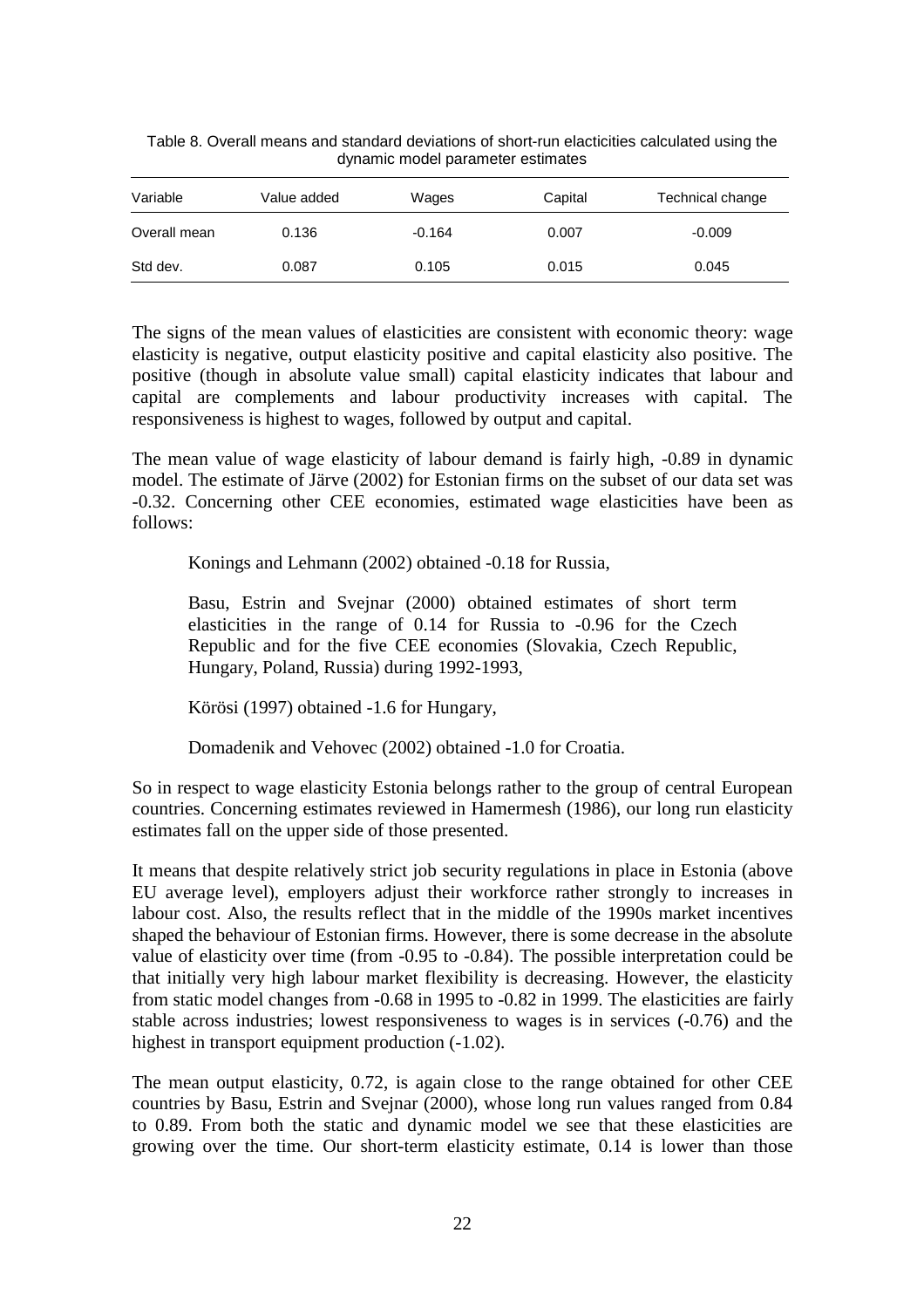Table 8. Overall means and standard deviations of short-run elacticities calculated using the dynamic model parameter estimates

| Variable | Value added | Wages | Capital | Technical change |
|---|---|---|---|---|
| Overall mean | 0.136 | -0.164 | 0.007 | -0.009 |
| Std dev. | 0.087 | 0.105 | 0.015 | 0.045 |

The signs of the mean values of elasticities are consistent with economic theory: wage elasticity is negative, output elasticity positive and capital elasticity also positive. The positive (though in absolute value small) capital elasticity indicates that labour and capital are complements and labour productivity increases with capital. The responsiveness is highest to wages, followed by output and capital.

The mean value of wage elasticity of labour demand is fairly high, -0.89 in dynamic model. The estimate of Järve (2002) for Estonian firms on the subset of our data set was -0.32. Concerning other CEE economies, estimated wage elasticities have been as follows:

> Konings and Lehmann (2002) obtained -0.18 for Russia,
>
> Basu, Estrin and Svejnar (2000) obtained estimates of short term elasticities in the range of 0.14 for Russia to -0.96 for the Czech Republic and for the five CEE economies (Slovakia, Czech Republic, Hungary, Poland, Russia) during 1992-1993,
>
> Körösi (1997) obtained -1.6 for Hungary,
>
> Domadenik and Vehovec (2002) obtained -1.0 for Croatia.

So in respect to wage elasticity Estonia belongs rather to the group of central European countries. Concerning estimates reviewed in Hamermesh (1986), our long run elasticity estimates fall on the upper side of those presented.

It means that despite relatively strict job security regulations in place in Estonia (above EU average level), employers adjust their workforce rather strongly to increases in labour cost. Also, the results reflect that in the middle of the 1990s market incentives shaped the behaviour of Estonian firms. However, there is some decrease in the absolute value of elasticity over time (from -0.95 to -0.84). The possible interpretation could be that initially very high labour market flexibility is decreasing. However, the elasticity from static model changes from -0.68 in 1995 to -0.82 in 1999. The elasticities are fairly stable across industries; lowest responsiveness to wages is in services (-0.76) and the highest in transport equipment production (-1.02).

The mean output elasticity, 0.72, is again close to the range obtained for other CEE countries by Basu, Estrin and Svejnar (2000), whose long run values ranged from 0.84 to 0.89. From both the static and dynamic model we see that these elasticities are growing over the time. Our short-term elasticity estimate, 0.14 is lower than those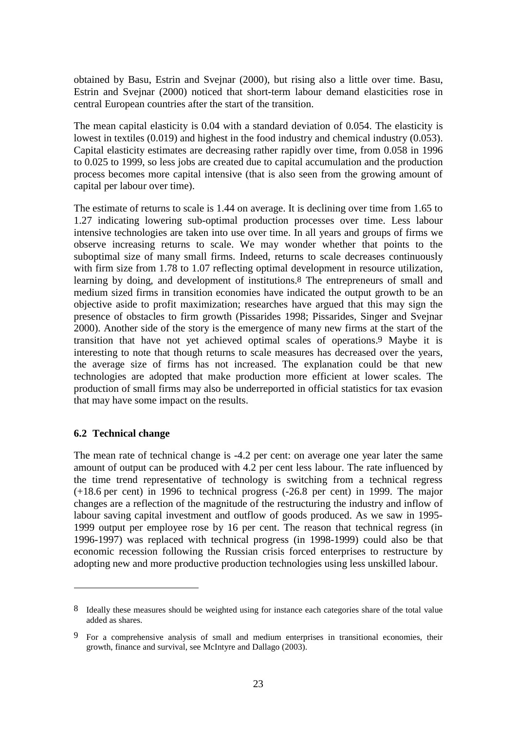obtained by Basu, Estrin and Svejnar (2000), but rising also a little over time. Basu, Estrin and Svejnar (2000) noticed that short-term labour demand elasticities rose in central European countries after the start of the transition.

The mean capital elasticity is 0.04 with a standard deviation of 0.054. The elasticity is lowest in textiles (0.019) and highest in the food industry and chemical industry (0.053). Capital elasticity estimates are decreasing rather rapidly over time, from 0.058 in 1996 to 0.025 to 1999, so less jobs are created due to capital accumulation and the production process becomes more capital intensive (that is also seen from the growing amount of capital per labour over time).

The estimate of returns to scale is 1.44 on average. It is declining over time from 1.65 to 1.27 indicating lowering sub-optimal production processes over time. Less labour intensive technologies are taken into use over time. In all years and groups of firms we observe increasing returns to scale. We may wonder whether that points to the suboptimal size of many small firms. Indeed, returns to scale decreases continuously with firm size from 1.78 to 1.07 reflecting optimal development in resource utilization, learning by doing, and development of institutions.[8] The entrepreneurs of small and medium sized firms in transition economies have indicated the output growth to be an objective aside to profit maximization; researches have argued that this may sign the presence of obstacles to firm growth (Pissarides 1998; Pissarides, Singer and Svejnar 2000). Another side of the story is the emergence of many new firms at the start of the transition that have not yet achieved optimal scales of operations.[9] Maybe it is interesting to note that though returns to scale measures has decreased over the years, the average size of firms has not increased. The explanation could be that new technologies are adopted that make production more efficient at lower scales. The production of small firms may also be underreported in official statistics for tax evasion that may have some impact on the results.

### 6.2 Technical change

The mean rate of technical change is -4.2 per cent: on average one year later the same amount of output can be produced with 4.2 per cent less labour. The rate influenced by the time trend representative of technology is switching from a technical regress (+18.6 per cent) in 1996 to technical progress (-26.8 per cent) in 1999. The major changes are a reflection of the magnitude of the restructuring the industry and inflow of labour saving capital investment and outflow of goods produced. As we saw in 1995-1999 output per employee rose by 16 per cent. The reason that technical regress (in 1996-1997) was replaced with technical progress (in 1998-1999) could also be that economic recession following the Russian crisis forced enterprises to restructure by adopting new and more productive production technologies using less unskilled labour.

---

[8] Ideally these measures should be weighted using for instance each categories share of the total value added as shares.

[9] For a comprehensive analysis of small and medium enterprises in transitional economies, their growth, finance and survival, see McIntyre and Dallago (2003).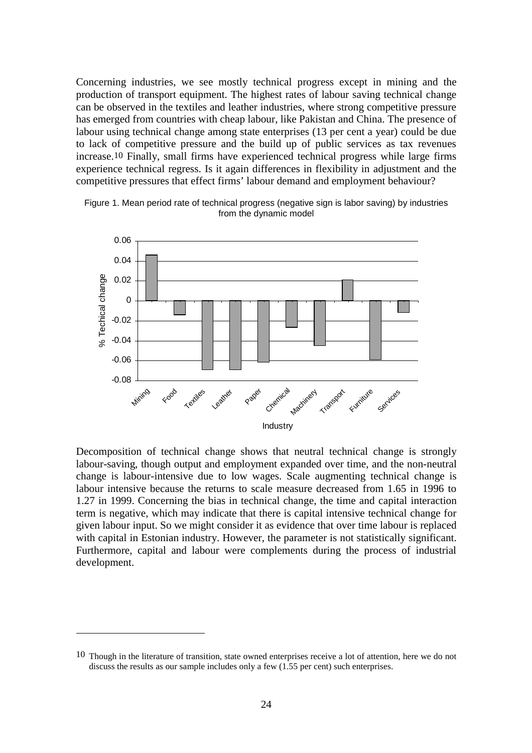Concerning industries, we see mostly technical progress except in mining and the production of transport equipment. The highest rates of labour saving technical change can be observed in the textiles and leather industries, where strong competitive pressure has emerged from countries with cheap labour, like Pakistan and China. The presence of labour using technical change among state enterprises (13 per cent a year) could be due to lack of competitive pressure and the build up of public services as tax revenues increase.[10] Finally, small firms have experienced technical progress while large firms experience technical regress. Is it again differences in flexibility in adjustment and the competitive pressures that effect firms' labour demand and employment behaviour?

Figure 1. Mean period rate of technical progress (negative sign is labor saving) by industries from the dynamic model

Decomposition of technical change shows that neutral technical change is strongly labour-saving, though output and employment expanded over time, and the non-neutral change is labour-intensive due to low wages. Scale augmenting technical change is labour intensive because the returns to scale measure decreased from 1.65 in 1996 to 1.27 in 1999. Concerning the bias in technical change, the time and capital interaction term is negative, which may indicate that there is capital intensive technical change for given labour input. So we might consider it as evidence that over time labour is replaced with capital in Estonian industry. However, the parameter is not statistically significant. Furthermore, capital and labour were complements during the process of industrial development.

[10] Though in the literature of transition, state owned enterprises receive a lot of attention, here we do not discuss the results as our sample includes only a few (1.55 per cent) such enterprises.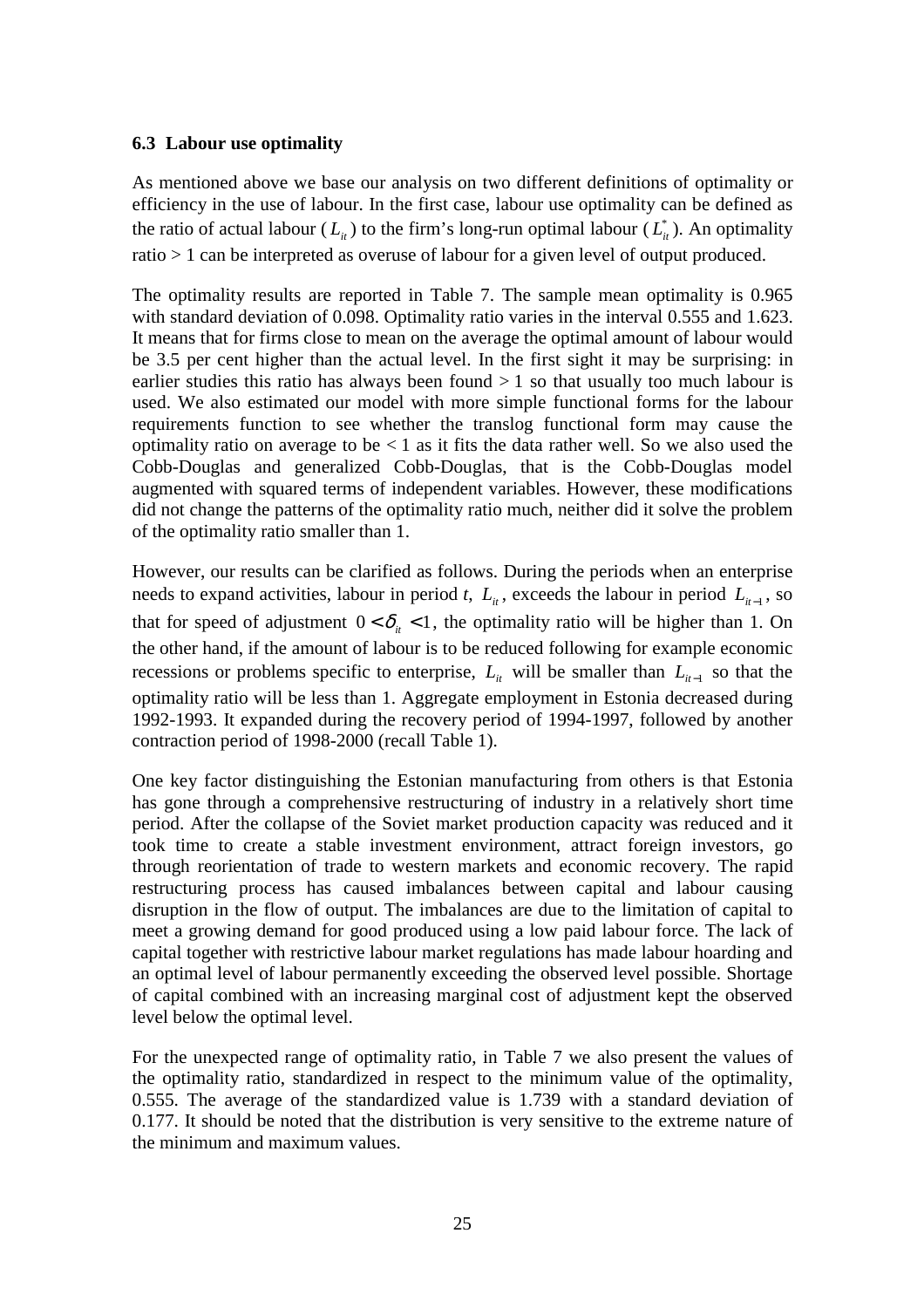### 6.3 Labour use optimality

As mentioned above we base our analysis on two different definitions of optimality or efficiency in the use of labour. In the first case, labour use optimality can be defined as the ratio of actual labour ($L_{it}$) to the firm's long-run optimal labour ($L_{it}^*$). An optimality ratio > 1 can be interpreted as overuse of labour for a given level of output produced.

The optimality results are reported in Table 7. The sample mean optimality is 0.965 with standard deviation of 0.098. Optimality ratio varies in the interval 0.555 and 1.623. It means that for firms close to mean on the average the optimal amount of labour would be 3.5 per cent higher than the actual level. In the first sight it may be surprising: in earlier studies this ratio has always been found > 1 so that usually too much labour is used. We also estimated our model with more simple functional forms for the labour requirements function to see whether the translog functional form may cause the optimality ratio on average to be < 1 as it fits the data rather well. So we also used the Cobb-Douglas and generalized Cobb-Douglas, that is the Cobb-Douglas model augmented with squared terms of independent variables. However, these modifications did not change the patterns of the optimality ratio much, neither did it solve the problem of the optimality ratio smaller than 1.

However, our results can be clarified as follows. During the periods when an enterprise needs to expand activities, labour in period *t*, $L_{it}$, exceeds the labour in period $L_{it-1}$, so that for speed of adjustment $0 < \delta_{it} < 1$, the optimality ratio will be higher than 1. On the other hand, if the amount of labour is to be reduced following for example economic recessions or problems specific to enterprise, $L_{it}$ will be smaller than $L_{it-1}$ so that the optimality ratio will be less than 1. Aggregate employment in Estonia decreased during 1992-1993. It expanded during the recovery period of 1994-1997, followed by another contraction period of 1998-2000 (recall Table 1).

One key factor distinguishing the Estonian manufacturing from others is that Estonia has gone through a comprehensive restructuring of industry in a relatively short time period. After the collapse of the Soviet market production capacity was reduced and it took time to create a stable investment environment, attract foreign investors, go through reorientation of trade to western markets and economic recovery. The rapid restructuring process has caused imbalances between capital and labour causing disruption in the flow of output. The imbalances are due to the limitation of capital to meet a growing demand for good produced using a low paid labour force. The lack of capital together with restrictive labour market regulations has made labour hoarding and an optimal level of labour permanently exceeding the observed level possible. Shortage of capital combined with an increasing marginal cost of adjustment kept the observed level below the optimal level.

For the unexpected range of optimality ratio, in Table 7 we also present the values of the optimality ratio, standardized in respect to the minimum value of the optimality, 0.555. The average of the standardized value is 1.739 with a standard deviation of 0.177. It should be noted that the distribution is very sensitive to the extreme nature of the minimum and maximum values.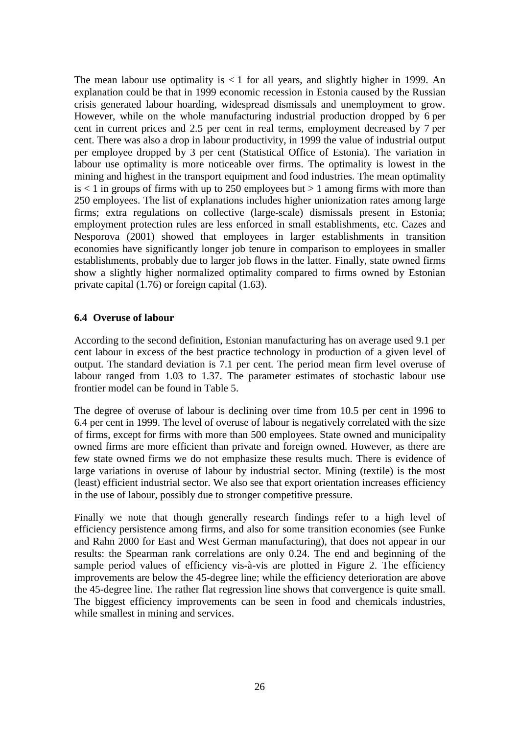The mean labour use optimality is < 1 for all years, and slightly higher in 1999. An explanation could be that in 1999 economic recession in Estonia caused by the Russian crisis generated labour hoarding, widespread dismissals and unemployment to grow. However, while on the whole manufacturing industrial production dropped by 6 per cent in current prices and 2.5 per cent in real terms, employment decreased by 7 per cent. There was also a drop in labour productivity, in 1999 the value of industrial output per employee dropped by 3 per cent (Statistical Office of Estonia). The variation in labour use optimality is more noticeable over firms. The optimality is lowest in the mining and highest in the transport equipment and food industries. The mean optimality is < 1 in groups of firms with up to 250 employees but > 1 among firms with more than 250 employees. The list of explanations includes higher unionization rates among large firms; extra regulations on collective (large-scale) dismissals present in Estonia; employment protection rules are less enforced in small establishments, etc. Cazes and Nesporova (2001) showed that employees in larger establishments in transition economies have significantly longer job tenure in comparison to employees in smaller establishments, probably due to larger job flows in the latter. Finally, state owned firms show a slightly higher normalized optimality compared to firms owned by Estonian private capital (1.76) or foreign capital (1.63).

### 6.4 Overuse of labour

According to the second definition, Estonian manufacturing has on average used 9.1 per cent labour in excess of the best practice technology in production of a given level of output. The standard deviation is 7.1 per cent. The period mean firm level overuse of labour ranged from 1.03 to 1.37. The parameter estimates of stochastic labour use frontier model can be found in Table 5.

The degree of overuse of labour is declining over time from 10.5 per cent in 1996 to 6.4 per cent in 1999. The level of overuse of labour is negatively correlated with the size of firms, except for firms with more than 500 employees. State owned and municipality owned firms are more efficient than private and foreign owned. However, as there are few state owned firms we do not emphasize these results much. There is evidence of large variations in overuse of labour by industrial sector. Mining (textile) is the most (least) efficient industrial sector. We also see that export orientation increases efficiency in the use of labour, possibly due to stronger competitive pressure.

Finally we note that though generally research findings refer to a high level of efficiency persistence among firms, and also for some transition economies (see Funke and Rahn 2000 for East and West German manufacturing), that does not appear in our results: the Spearman rank correlations are only 0.24. The end and beginning of the sample period values of efficiency vis-à-vis are plotted in Figure 2. The efficiency improvements are below the 45-degree line; while the efficiency deterioration are above the 45-degree line. The rather flat regression line shows that convergence is quite small. The biggest efficiency improvements can be seen in food and chemicals industries, while smallest in mining and services.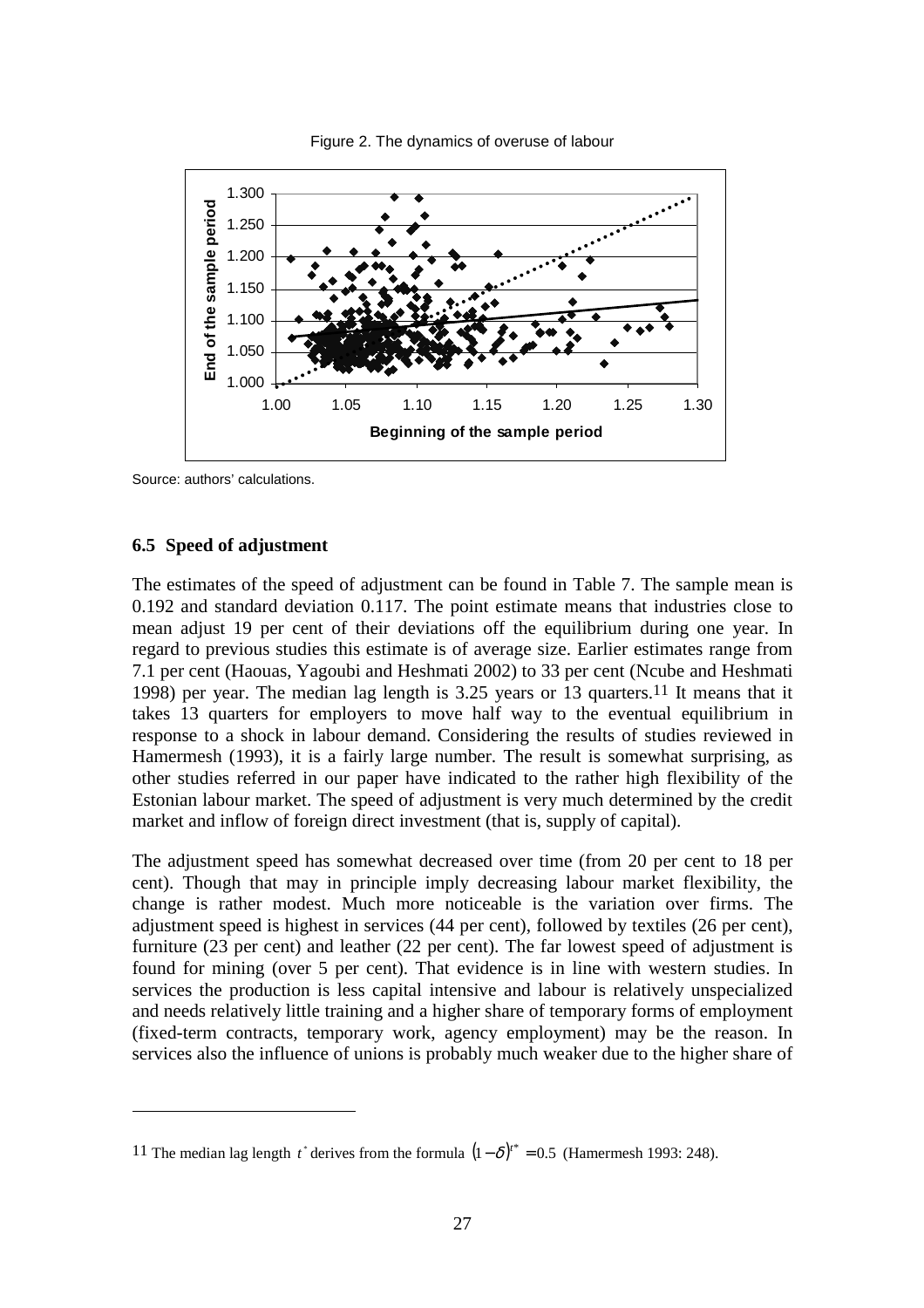Figure 2. The dynamics of overuse of labour

Source: authors' calculations.

### 6.5 Speed of adjustment

The estimates of the speed of adjustment can be found in Table 7. The sample mean is 0.192 and standard deviation 0.117. The point estimate means that industries close to mean adjust 19 per cent of their deviations off the equilibrium during one year. In regard to previous studies this estimate is of average size. Earlier estimates range from 7.1 per cent (Haouas, Yagoubi and Heshmati 2002) to 33 per cent (Ncube and Heshmati 1998) per year. The median lag length is 3.25 years or 13 quarters.[11] It means that it takes 13 quarters for employers to move half way to the eventual equilibrium in response to a shock in labour demand. Considering the results of studies reviewed in Hamermesh (1993), it is a fairly large number. The result is somewhat surprising, as other studies referred in our paper have indicated to the rather high flexibility of the Estonian labour market. The speed of adjustment is very much determined by the credit market and inflow of foreign direct investment (that is, supply of capital).

The adjustment speed has somewhat decreased over time (from 20 per cent to 18 per cent). Though that may in principle imply decreasing labour market flexibility, the change is rather modest. Much more noticeable is the variation over firms. The adjustment speed is highest in services (44 per cent), followed by textiles (26 per cent), furniture (23 per cent) and leather (22 per cent). The far lowest speed of adjustment is found for mining (over 5 per cent). That evidence is in line with western studies. In services the production is less capital intensive and labour is relatively unspecialized and needs relatively little training and a higher share of temporary forms of employment (fixed-term contracts, temporary work, agency employment) may be the reason. In services also the influence of unions is probably much weaker due to the higher share of

---

[11] The median lag length $t^*$ derives from the formula $(1-\delta)^{t^*} = 0.5$ (Hamermesh 1993: 248).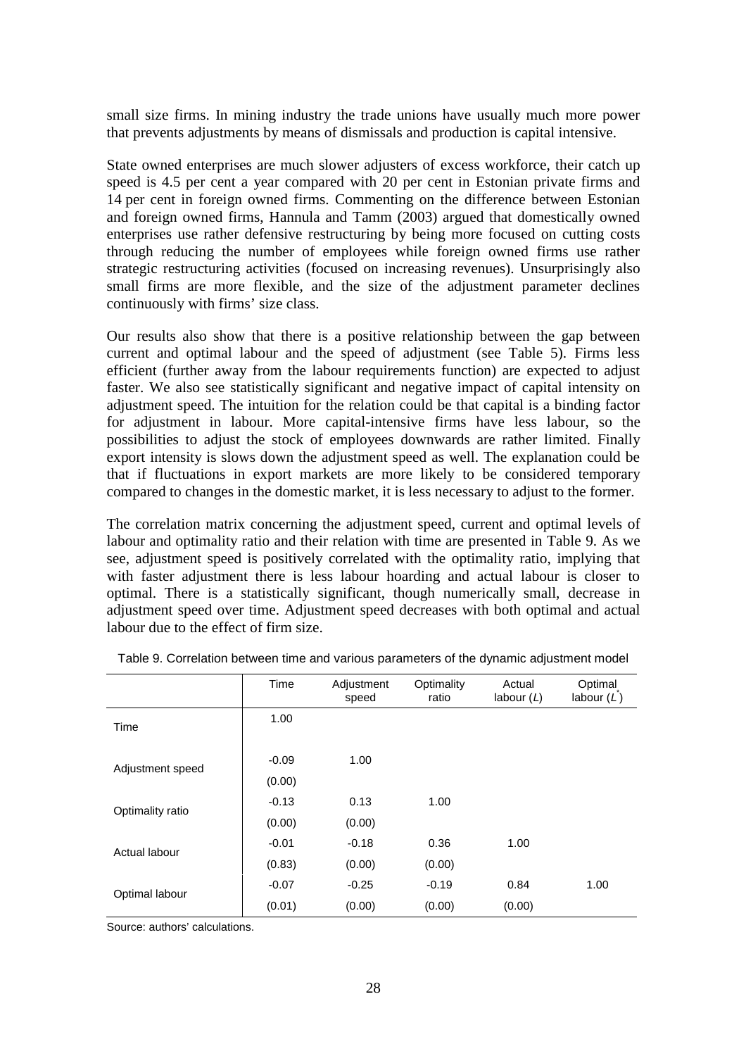small size firms. In mining industry the trade unions have usually much more power that prevents adjustments by means of dismissals and production is capital intensive.

State owned enterprises are much slower adjusters of excess workforce, their catch up speed is 4.5 per cent a year compared with 20 per cent in Estonian private firms and 14 per cent in foreign owned firms. Commenting on the difference between Estonian and foreign owned firms, Hannula and Tamm (2003) argued that domestically owned enterprises use rather defensive restructuring by being more focused on cutting costs through reducing the number of employees while foreign owned firms use rather strategic restructuring activities (focused on increasing revenues). Unsurprisingly also small firms are more flexible, and the size of the adjustment parameter declines continuously with firms' size class.

Our results also show that there is a positive relationship between the gap between current and optimal labour and the speed of adjustment (see Table 5). Firms less efficient (further away from the labour requirements function) are expected to adjust faster. We also see statistically significant and negative impact of capital intensity on adjustment speed. The intuition for the relation could be that capital is a binding factor for adjustment in labour. More capital-intensive firms have less labour, so the possibilities to adjust the stock of employees downwards are rather limited. Finally export intensity is slows down the adjustment speed as well. The explanation could be that if fluctuations in export markets are more likely to be considered temporary compared to changes in the domestic market, it is less necessary to adjust to the former.

The correlation matrix concerning the adjustment speed, current and optimal levels of labour and optimality ratio and their relation with time are presented in Table 9. As we see, adjustment speed is positively correlated with the optimality ratio, implying that with faster adjustment there is less labour hoarding and actual labour is closer to optimal. There is a statistically significant, though numerically small, decrease in adjustment speed over time. Adjustment speed decreases with both optimal and actual labour due to the effect of firm size.

Table 9. Correlation between time and various parameters of the dynamic adjustment model

| | Time | Adjustment speed | Optimality ratio | Actual labour ($L$) | Optimal labour ($L^*$) |
|---|---|---|---|---|---|
| Time | 1.00 | | | | |
| Adjustment speed | -0.09 | 1.00 | | | |
| | (0.00) | | | | |
| Optimality ratio | -0.13 | 0.13 | 1.00 | | |
| | (0.00) | (0.00) | | | |
| Actual labour | -0.01 | -0.18 | 0.36 | 1.00 | |
| | (0.83) | (0.00) | (0.00) | | |
| Optimal labour | -0.07 | -0.25 | -0.19 | 0.84 | 1.00 |
| | (0.01) | (0.00) | (0.00) | (0.00) | |

Source: authors' calculations.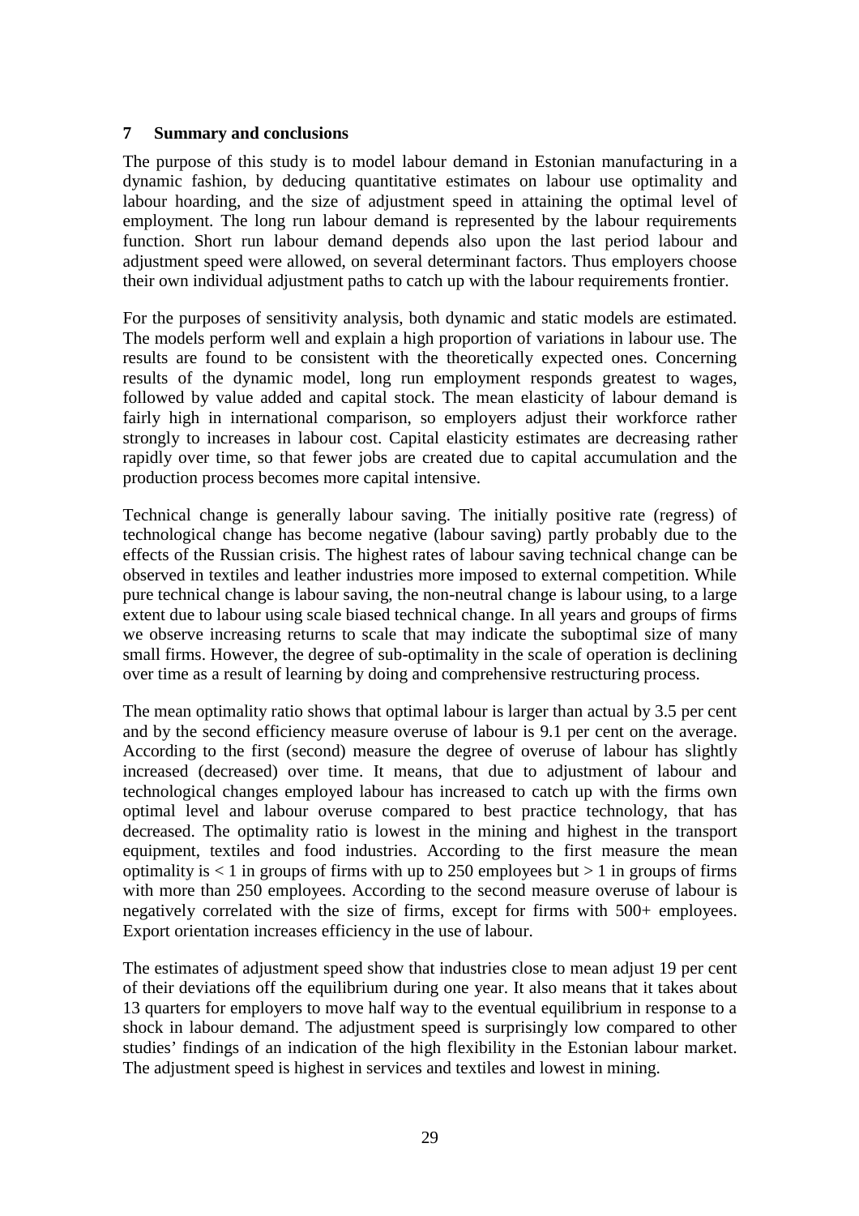## 7 Summary and conclusions

The purpose of this study is to model labour demand in Estonian manufacturing in a dynamic fashion, by deducing quantitative estimates on labour use optimality and labour hoarding, and the size of adjustment speed in attaining the optimal level of employment. The long run labour demand is represented by the labour requirements function. Short run labour demand depends also upon the last period labour and adjustment speed were allowed, on several determinant factors. Thus employers choose their own individual adjustment paths to catch up with the labour requirements frontier.

For the purposes of sensitivity analysis, both dynamic and static models are estimated. The models perform well and explain a high proportion of variations in labour use. The results are found to be consistent with the theoretically expected ones. Concerning results of the dynamic model, long run employment responds greatest to wages, followed by value added and capital stock. The mean elasticity of labour demand is fairly high in international comparison, so employers adjust their workforce rather strongly to increases in labour cost. Capital elasticity estimates are decreasing rather rapidly over time, so that fewer jobs are created due to capital accumulation and the production process becomes more capital intensive.

Technical change is generally labour saving. The initially positive rate (regress) of technological change has become negative (labour saving) partly probably due to the effects of the Russian crisis. The highest rates of labour saving technical change can be observed in textiles and leather industries more imposed to external competition. While pure technical change is labour saving, the non-neutral change is labour using, to a large extent due to labour using scale biased technical change. In all years and groups of firms we observe increasing returns to scale that may indicate the suboptimal size of many small firms. However, the degree of sub-optimality in the scale of operation is declining over time as a result of learning by doing and comprehensive restructuring process.

The mean optimality ratio shows that optimal labour is larger than actual by 3.5 per cent and by the second efficiency measure overuse of labour is 9.1 per cent on the average. According to the first (second) measure the degree of overuse of labour has slightly increased (decreased) over time. It means, that due to adjustment of labour and technological changes employed labour has increased to catch up with the firms own optimal level and labour overuse compared to best practice technology, that has decreased. The optimality ratio is lowest in the mining and highest in the transport equipment, textiles and food industries. According to the first measure the mean optimality is $< 1$ in groups of firms with up to 250 employees but $> 1$ in groups of firms with more than 250 employees. According to the second measure overuse of labour is negatively correlated with the size of firms, except for firms with 500+ employees. Export orientation increases efficiency in the use of labour.

The estimates of adjustment speed show that industries close to mean adjust 19 per cent of their deviations off the equilibrium during one year. It also means that it takes about 13 quarters for employers to move half way to the eventual equilibrium in response to a shock in labour demand. The adjustment speed is surprisingly low compared to other studies' findings of an indication of the high flexibility in the Estonian labour market. The adjustment speed is highest in services and textiles and lowest in mining.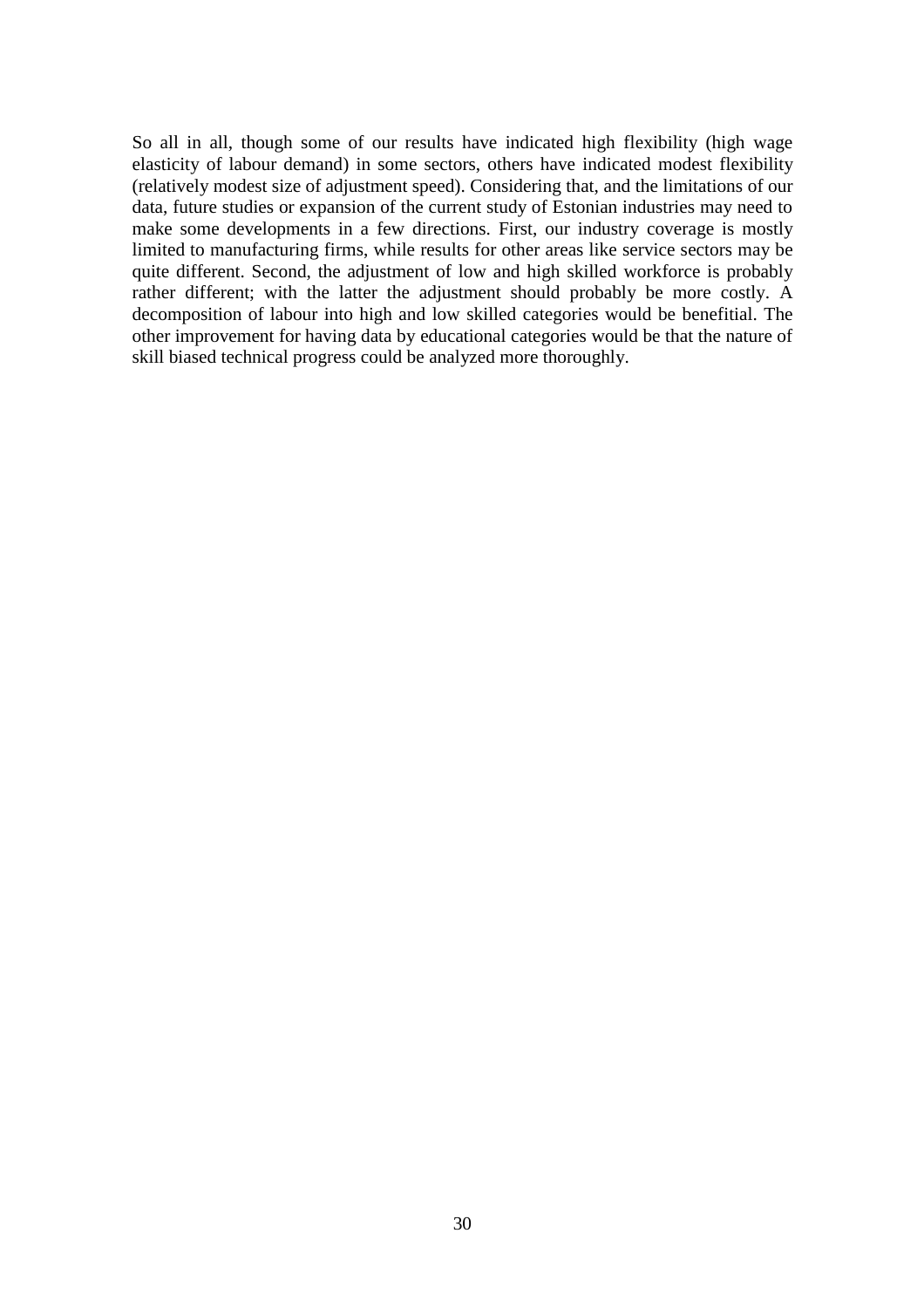So all in all, though some of our results have indicated high flexibility (high wage elasticity of labour demand) in some sectors, others have indicated modest flexibility (relatively modest size of adjustment speed). Considering that, and the limitations of our data, future studies or expansion of the current study of Estonian industries may need to make some developments in a few directions. First, our industry coverage is mostly limited to manufacturing firms, while results for other areas like service sectors may be quite different. Second, the adjustment of low and high skilled workforce is probably rather different; with the latter the adjustment should probably be more costly. A decomposition of labour into high and low skilled categories would be benefitial. The other improvement for having data by educational categories would be that the nature of skill biased technical progress could be analyzed more thoroughly.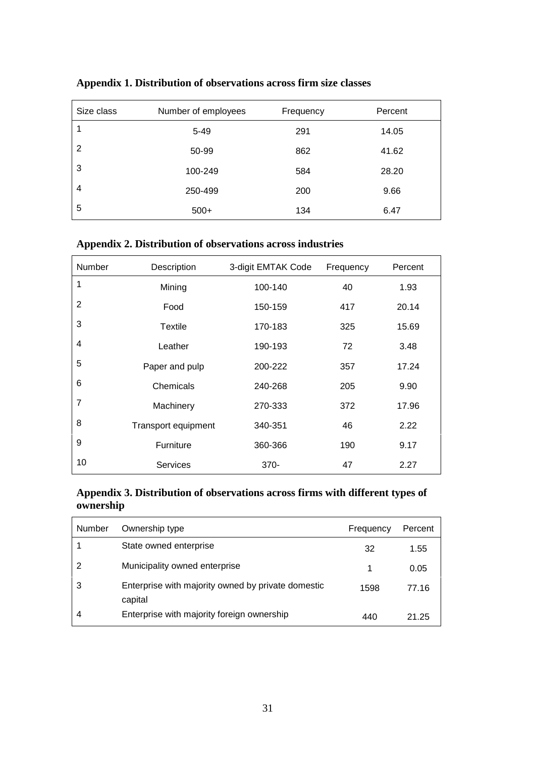### Appendix 1. Distribution of observations across firm size classes

| Size class | Number of employees | Frequency | Percent |
|---|---|---|---|
| 1 | 5-49 | 291 | 14.05 |
| 2 | 50-99 | 862 | 41.62 |
| 3 | 100-249 | 584 | 28.20 |
| 4 | 250-499 | 200 | 9.66 |
| 5 | 500+ | 134 | 6.47 |

### Appendix 2. Distribution of observations across industries

| Number | Description | 3-digit EMTAK Code | Frequency | Percent |
|---|---|---|---|---|
| 1 | Mining | 100-140 | 40 | 1.93 |
| 2 | Food | 150-159 | 417 | 20.14 |
| 3 | Textile | 170-183 | 325 | 15.69 |
| 4 | Leather | 190-193 | 72 | 3.48 |
| 5 | Paper and pulp | 200-222 | 357 | 17.24 |
| 6 | Chemicals | 240-268 | 205 | 9.90 |
| 7 | Machinery | 270-333 | 372 | 17.96 |
| 8 | Transport equipment | 340-351 | 46 | 2.22 |
| 9 | Furniture | 360-366 | 190 | 9.17 |
| 10 | Services | 370- | 47 | 2.27 |

### Appendix 3. Distribution of observations across firms with different types of ownership

| Number | Ownership type | Frequency | Percent |
|---|---|---|---|
| 1 | State owned enterprise | 32 | 1.55 |
| 2 | Municipality owned enterprise | 1 | 0.05 |
| 3 | Enterprise with majority owned by private domestic capital | 1598 | 77.16 |
| 4 | Enterprise with majority foreign ownership | 440 | 21.25 |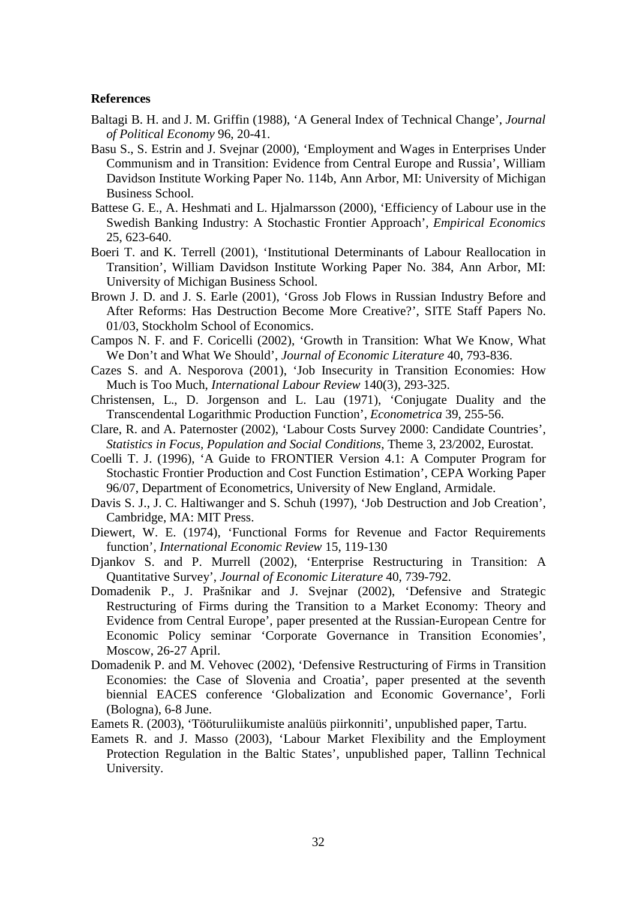**References**

Baltagi B. H. and J. M. Griffin (1988), ‘A General Index of Technical Change’, *Journal of Political Economy* 96, 20-41.

Basu S., S. Estrin and J. Svejnar (2000), ‘Employment and Wages in Enterprises Under Communism and in Transition: Evidence from Central Europe and Russia’, William Davidson Institute Working Paper No. 114b, Ann Arbor, MI: University of Michigan Business School.

Battese G. E., A. Heshmati and L. Hjalmarsson (2000), ‘Efficiency of Labour use in the Swedish Banking Industry: A Stochastic Frontier Approach’, *Empirical Economics* 25, 623-640.

Boeri T. and K. Terrell (2001), ‘Institutional Determinants of Labour Reallocation in Transition’, William Davidson Institute Working Paper No. 384, Ann Arbor, MI: University of Michigan Business School.

Brown J. D. and J. S. Earle (2001), ‘Gross Job Flows in Russian Industry Before and After Reforms: Has Destruction Become More Creative?’, SITE Staff Papers No. 01/03, Stockholm School of Economics.

Campos N. F. and F. Coricelli (2002), ‘Growth in Transition: What We Know, What We Don’t and What We Should’, *Journal of Economic Literature* 40, 793-836.

Cazes S. and A. Nesporova (2001), ‘Job Insecurity in Transition Economies: How Much is Too Much, *International Labour Review* 140(3), 293-325.

Christensen, L., D. Jorgenson and L. Lau (1971), ‘Conjugate Duality and the Transcendental Logarithmic Production Function’, *Econometrica* 39, 255-56.

Clare, R. and A. Paternoster (2002), ‘Labour Costs Survey 2000: Candidate Countries’, *Statistics in Focus, Population and Social Conditions*, Theme 3, 23/2002, Eurostat.

Coelli T. J. (1996), ‘A Guide to FRONTIER Version 4.1: A Computer Program for Stochastic Frontier Production and Cost Function Estimation’, CEPA Working Paper 96/07, Department of Econometrics, University of New England, Armidale.

Davis S. J., J. C. Haltiwanger and S. Schuh (1997), ‘Job Destruction and Job Creation’, Cambridge, MA: MIT Press.

Diewert, W. E. (1974), ‘Functional Forms for Revenue and Factor Requirements function’, *International Economic Review* 15, 119-130

Djankov S. and P. Murrell (2002), ‘Enterprise Restructuring in Transition: A Quantitative Survey’, *Journal of Economic Literature* 40, 739-792.

Domadenik P., J. Prašnikar and J. Svejnar (2002), ‘Defensive and Strategic Restructuring of Firms during the Transition to a Market Economy: Theory and Evidence from Central Europe’, paper presented at the Russian-European Centre for Economic Policy seminar ‘Corporate Governance in Transition Economies’, Moscow, 26-27 April.

Domadenik P. and M. Vehovec (2002), ‘Defensive Restructuring of Firms in Transition Economies: the Case of Slovenia and Croatia’, paper presented at the seventh biennial EACES conference ‘Globalization and Economic Governance’, Forli (Bologna), 6-8 June.

Eamets R. (2003), ‘Tööturuliikumiste analüüs piirkonniti’, unpublished paper, Tartu.

Eamets R. and J. Masso (2003), ‘Labour Market Flexibility and the Employment Protection Regulation in the Baltic States’, unpublished paper, Tallinn Technical University.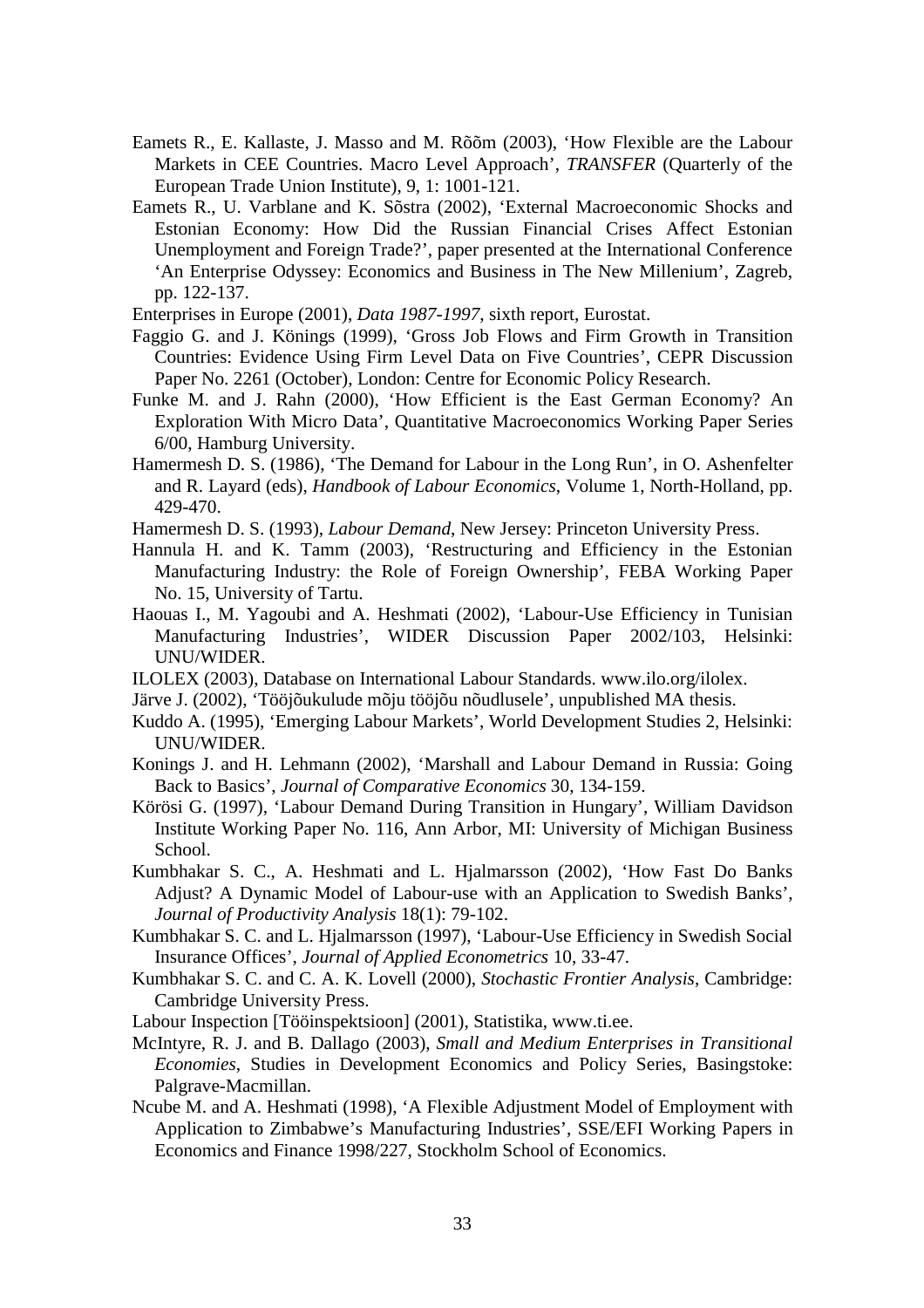Eamets R., E. Kallaste, J. Masso and M. Rõõm (2003), 'How Flexible are the Labour Markets in CEE Countries. Macro Level Approach', *TRANSFER* (Quarterly of the European Trade Union Institute), 9, 1: 1001-121.

Eamets R., U. Varblane and K. Sõstra (2002), 'External Macroeconomic Shocks and Estonian Economy: How Did the Russian Financial Crises Affect Estonian Unemployment and Foreign Trade?', paper presented at the International Conference 'An Enterprise Odyssey: Economics and Business in The New Millenium', Zagreb, pp. 122-137.

Enterprises in Europe (2001), *Data 1987-1997*, sixth report, Eurostat.

Faggio G. and J. Könings (1999), 'Gross Job Flows and Firm Growth in Transition Countries: Evidence Using Firm Level Data on Five Countries', CEPR Discussion Paper No. 2261 (October), London: Centre for Economic Policy Research.

Funke M. and J. Rahn (2000), 'How Efficient is the East German Economy? An Exploration With Micro Data', Quantitative Macroeconomics Working Paper Series 6/00, Hamburg University.

Hamermesh D. S. (1986), 'The Demand for Labour in the Long Run', in O. Ashenfelter and R. Layard (eds), *Handbook of Labour Economics*, Volume 1, North-Holland, pp. 429-470.

Hamermesh D. S. (1993), *Labour Demand*, New Jersey: Princeton University Press.

Hannula H. and K. Tamm (2003), 'Restructuring and Efficiency in the Estonian Manufacturing Industry: the Role of Foreign Ownership', FEBA Working Paper No. 15, University of Tartu.

Haouas I., M. Yagoubi and A. Heshmati (2002), 'Labour-Use Efficiency in Tunisian Manufacturing Industries', WIDER Discussion Paper 2002/103, Helsinki: UNU/WIDER.

ILOLEX (2003), Database on International Labour Standards. www.ilo.org/ilolex.

Järve J. (2002), 'Tööjõukulude mõju tööjõu nõudlusele', unpublished MA thesis.

Kuddo A. (1995), 'Emerging Labour Markets', World Development Studies 2, Helsinki: UNU/WIDER.

Konings J. and H. Lehmann (2002), 'Marshall and Labour Demand in Russia: Going Back to Basics', *Journal of Comparative Economics* 30, 134-159.

Körösi G. (1997), 'Labour Demand During Transition in Hungary', William Davidson Institute Working Paper No. 116, Ann Arbor, MI: University of Michigan Business School.

Kumbhakar S. C., A. Heshmati and L. Hjalmarsson (2002), 'How Fast Do Banks Adjust? A Dynamic Model of Labour-use with an Application to Swedish Banks', *Journal of Productivity Analysis* 18(1): 79-102.

Kumbhakar S. C. and L. Hjalmarsson (1997), 'Labour-Use Efficiency in Swedish Social Insurance Offices', *Journal of Applied Econometrics* 10, 33-47.

Kumbhakar S. C. and C. A. K. Lovell (2000), *Stochastic Frontier Analysis*, Cambridge: Cambridge University Press.

Labour Inspection [Tööinspektsioon] (2001), Statistika, www.ti.ee.

McIntyre, R. J. and B. Dallago (2003), *Small and Medium Enterprises in Transitional Economies*, Studies in Development Economics and Policy Series, Basingstoke: Palgrave-Macmillan.

Ncube M. and A. Heshmati (1998), 'A Flexible Adjustment Model of Employment with Application to Zimbabwe's Manufacturing Industries', SSE/EFI Working Papers in Economics and Finance 1998/227, Stockholm School of Economics.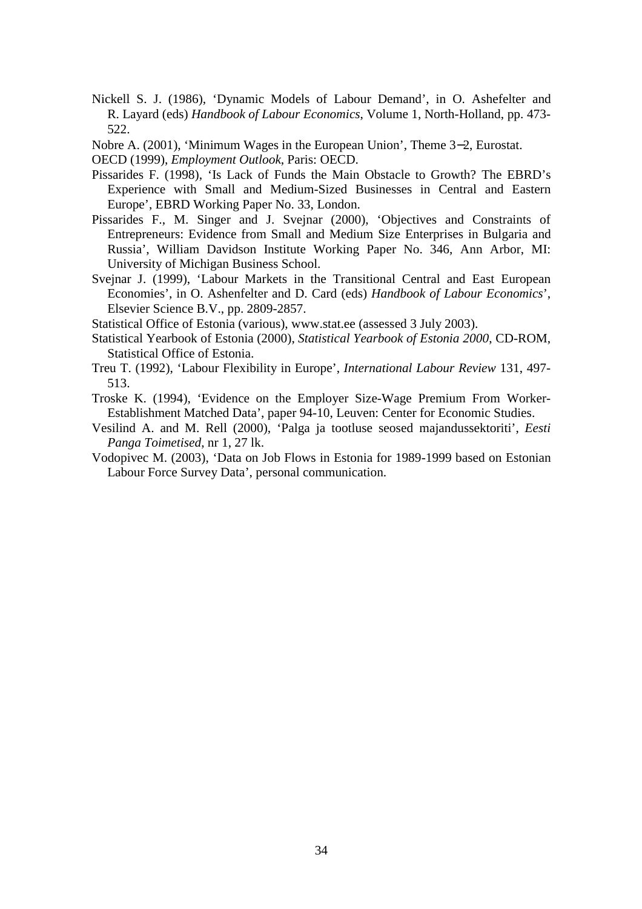Nickell S. J. (1986), 'Dynamic Models of Labour Demand', in O. Ashefelter and R. Layard (eds) *Handbook of Labour Economics*, Volume 1, North-Holland, pp. 473-522.

Nobre A. (2001), 'Minimum Wages in the European Union', Theme 3−2, Eurostat.

OECD (1999), *Employment Outlook*, Paris: OECD.

Pissarides F. (1998), 'Is Lack of Funds the Main Obstacle to Growth? The EBRD's Experience with Small and Medium-Sized Businesses in Central and Eastern Europe', EBRD Working Paper No. 33, London.

Pissarides F., M. Singer and J. Svejnar (2000), 'Objectives and Constraints of Entrepreneurs: Evidence from Small and Medium Size Enterprises in Bulgaria and Russia', William Davidson Institute Working Paper No. 346, Ann Arbor, MI: University of Michigan Business School.

Svejnar J. (1999), 'Labour Markets in the Transitional Central and East European Economies', in O. Ashenfelter and D. Card (eds) *Handbook of Labour Economics*', Elsevier Science B.V., pp. 2809-2857.

Statistical Office of Estonia (various), www.stat.ee (assessed 3 July 2003).

Statistical Yearbook of Estonia (2000), *Statistical Yearbook of Estonia 2000*, CD-ROM, Statistical Office of Estonia.

Treu T. (1992), 'Labour Flexibility in Europe', *International Labour Review* 131, 497-513.

Troske K. (1994), 'Evidence on the Employer Size-Wage Premium From Worker-Establishment Matched Data', paper 94-10, Leuven: Center for Economic Studies.

Vesilind A. and M. Rell (2000), 'Palga ja tootluse seosed majandussektoriti', *Eesti Panga Toimetised*, nr 1, 27 lk.

Vodopivec M. (2003), 'Data on Job Flows in Estonia for 1989-1999 based on Estonian Labour Force Survey Data', personal communication.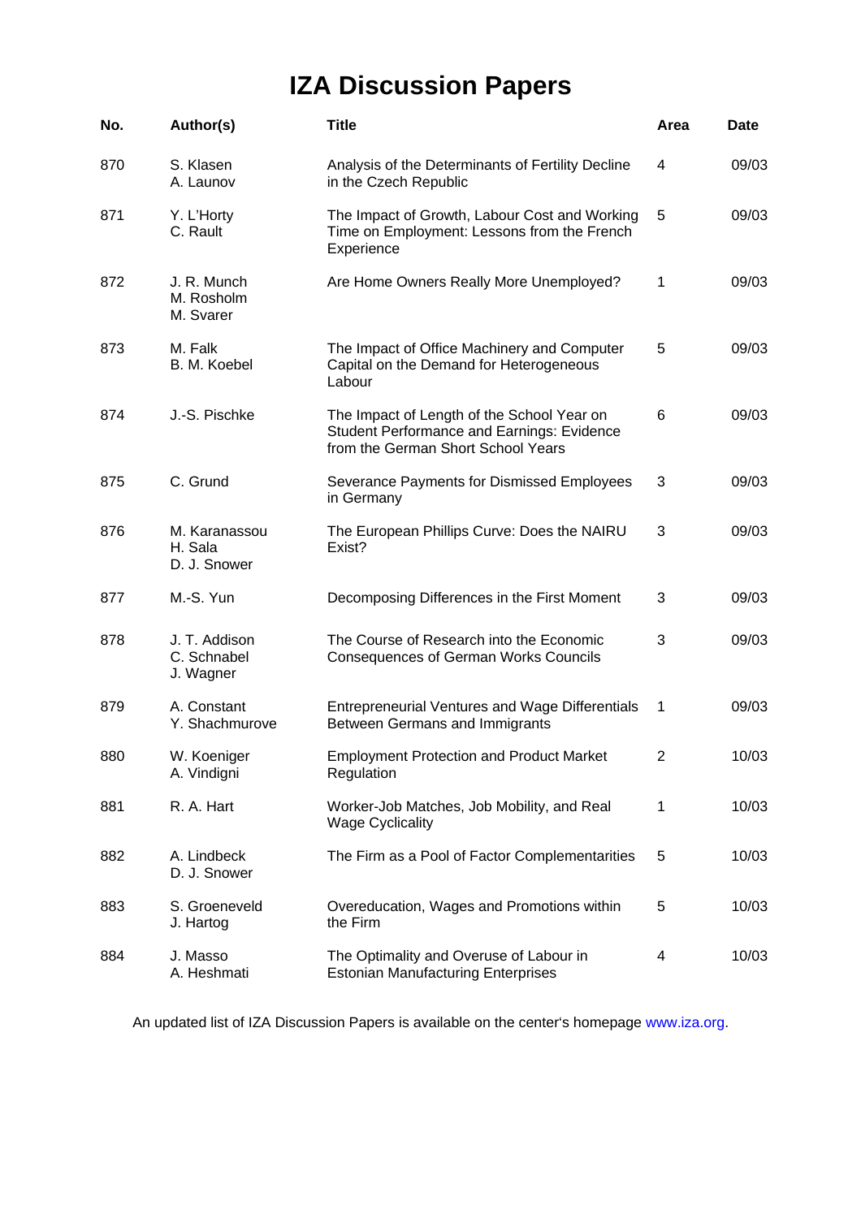# IZA Discussion Papers

| No. | Author(s) | Title | Area | Date |
|---|---|---|---|---|
| 870 | S. Klasen<br>A. Launov | Analysis of the Determinants of Fertility Decline in the Czech Republic | 4 | 09/03 |
| 871 | Y. L'Horty<br>C. Rault | The Impact of Growth, Labour Cost and Working Time on Employment: Lessons from the French Experience | 5 | 09/03 |
| 872 | J. R. Munch<br>M. Rosholm<br>M. Svarer | Are Home Owners Really More Unemployed? | 1 | 09/03 |
| 873 | M. Falk<br>B. M. Koebel | The Impact of Office Machinery and Computer Capital on the Demand for Heterogeneous Labour | 5 | 09/03 |
| 874 | J.-S. Pischke | The Impact of Length of the School Year on Student Performance and Earnings: Evidence from the German Short School Years | 6 | 09/03 |
| 875 | C. Grund | Severance Payments for Dismissed Employees in Germany | 3 | 09/03 |
| 876 | M. Karanassou<br>H. Sala<br>D. J. Snower | The European Phillips Curve: Does the NAIRU Exist? | 3 | 09/03 |
| 877 | M.-S. Yun | Decomposing Differences in the First Moment | 3 | 09/03 |
| 878 | J. T. Addison<br>C. Schnabel<br>J. Wagner | The Course of Research into the Economic Consequences of German Works Councils | 3 | 09/03 |
| 879 | A. Constant<br>Y. Shachmurove | Entrepreneurial Ventures and Wage Differentials Between Germans and Immigrants | 1 | 09/03 |
| 880 | W. Koeniger<br>A. Vindigni | Employment Protection and Product Market Regulation | 2 | 10/03 |
| 881 | R. A. Hart | Worker-Job Matches, Job Mobility, and Real Wage Cyclicality | 1 | 10/03 |
| 882 | A. Lindbeck<br>D. J. Snower | The Firm as a Pool of Factor Complementarities | 5 | 10/03 |
| 883 | S. Groeneveld<br>J. Hartog | Overeducation, Wages and Promotions within the Firm | 5 | 10/03 |
| 884 | J. Masso<br>A. Heshmati | The Optimality and Overuse of Labour in Estonian Manufacturing Enterprises | 4 | 10/03 |

An updated list of IZA Discussion Papers is available on the center's homepage www.iza.org.